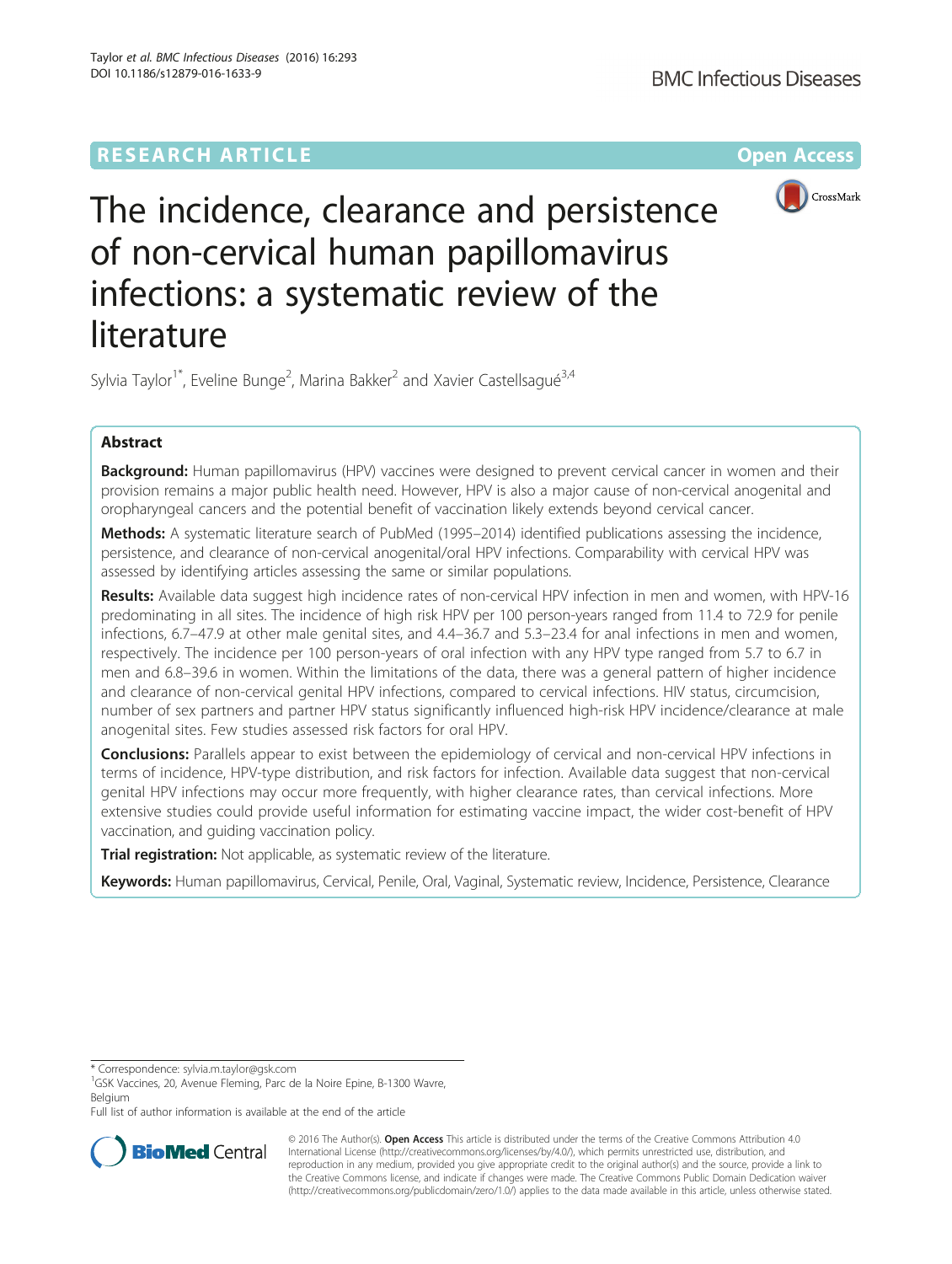RESEARCH ARTICLE

Open Access

# The incidence, clearance and persistence of non-cervical human papillomavirus infections: a systematic review of the literature

Sylvia Taylor[1*], Eveline Bunge[2], Marina Bakker[2] and Xavier Castellsagué[3,4]

## Abstract

**Background:** Human papillomavirus (HPV) vaccines were designed to prevent cervical cancer in women and their provision remains a major public health need. However, HPV is also a major cause of non-cervical anogenital and oropharyngeal cancers and the potential benefit of vaccination likely extends beyond cervical cancer.

**Methods:** A systematic literature search of PubMed (1995–2014) identified publications assessing the incidence, persistence, and clearance of non-cervical anogenital/oral HPV infections. Comparability with cervical HPV was assessed by identifying articles assessing the same or similar populations.

**Results:** Available data suggest high incidence rates of non-cervical HPV infection in men and women, with HPV-16 predominating in all sites. The incidence of high risk HPV per 100 person-years ranged from 11.4 to 72.9 for penile infections, 6.7–47.9 at other male genital sites, and 4.4–36.7 and 5.3–23.4 for anal infections in men and women, respectively. The incidence per 100 person-years of oral infection with any HPV type ranged from 5.7 to 6.7 in men and 6.8–39.6 in women. Within the limitations of the data, there was a general pattern of higher incidence and clearance of non-cervical genital HPV infections, compared to cervical infections. HIV status, circumcision, number of sex partners and partner HPV status significantly influenced high-risk HPV incidence/clearance at male anogenital sites. Few studies assessed risk factors for oral HPV.

**Conclusions:** Parallels appear to exist between the epidemiology of cervical and non-cervical HPV infections in terms of incidence, HPV-type distribution, and risk factors for infection. Available data suggest that non-cervical genital HPV infections may occur more frequently, with higher clearance rates, than cervical infections. More extensive studies could provide useful information for estimating vaccine impact, the wider cost-benefit of HPV vaccination, and guiding vaccination policy.

**Trial registration:** Not applicable, as systematic review of the literature.

**Keywords:** Human papillomavirus, Cervical, Penile, Oral, Vaginal, Systematic review, Incidence, Persistence, Clearance

\* Correspondence: sylvia.m.taylor@gsk.com

[1]GSK Vaccines, 20, Avenue Fleming, Parc de la Noire Epine, B-1300 Wavre, Belgium

Full list of author information is available at the end of the article

© 2016 The Author(s). **Open Access** This article is distributed under the terms of the Creative Commons Attribution 4.0 International License (http://creativecommons.org/licenses/by/4.0/), which permits unrestricted use, distribution, and reproduction in any medium, provided you give appropriate credit to the original author(s) and the source, provide a link to the Creative Commons license, and indicate if changes were made. The Creative Commons Public Domain Dedication waiver (http://creativecommons.org/publicdomain/zero/1.0/) applies to the data made available in this article, unless otherwise stated.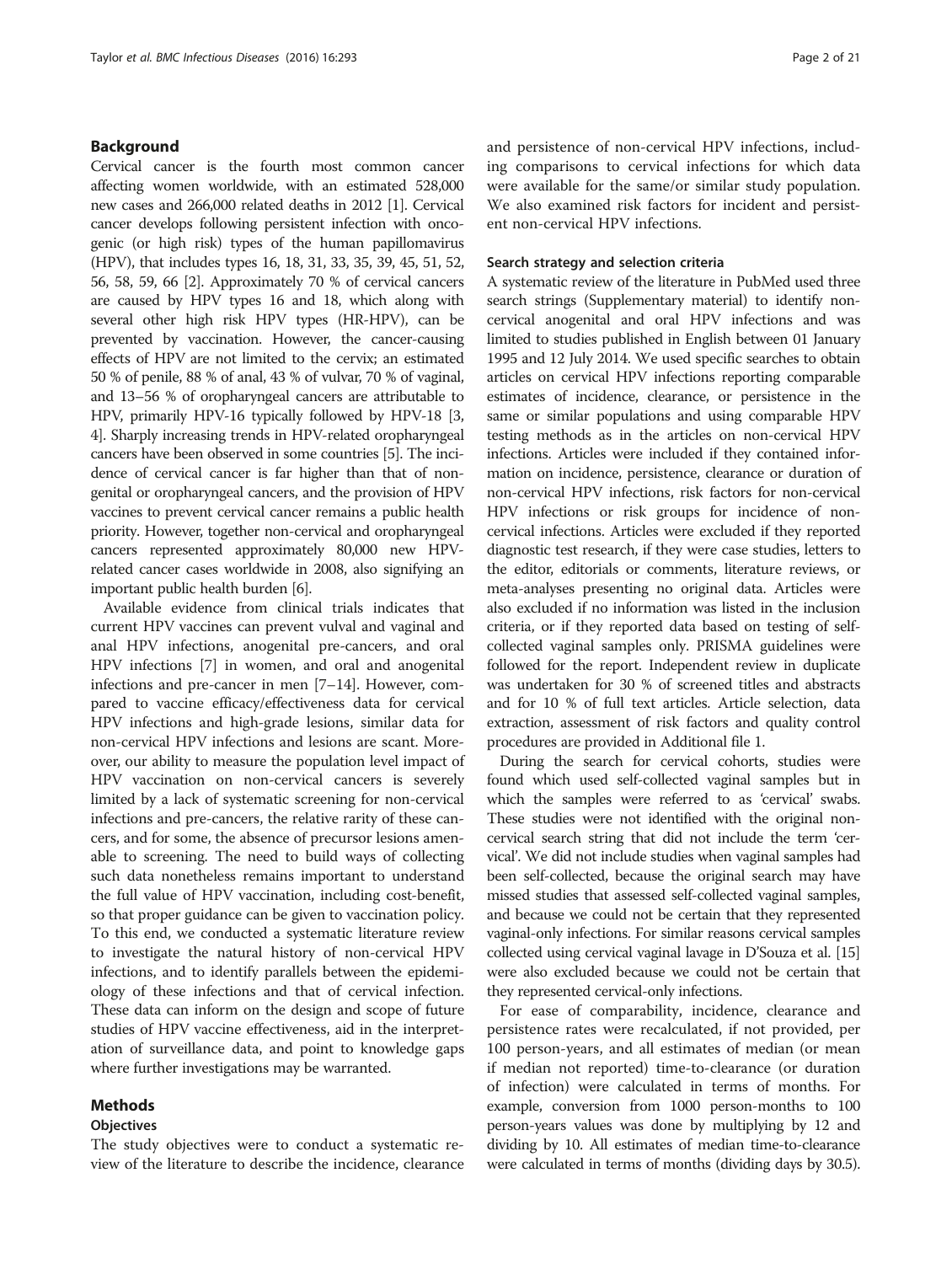## Background

Cervical cancer is the fourth most common cancer affecting women worldwide, with an estimated 528,000 new cases and 266,000 related deaths in 2012 [1]. Cervical cancer develops following persistent infection with oncogenic (or high risk) types of the human papillomavirus (HPV), that includes types 16, 18, 31, 33, 35, 39, 45, 51, 52, 56, 58, 59, 66 [2]. Approximately 70 % of cervical cancers are caused by HPV types 16 and 18, which along with several other high risk HPV types (HR-HPV), can be prevented by vaccination. However, the cancer-causing effects of HPV are not limited to the cervix; an estimated 50 % of penile, 88 % of anal, 43 % of vulvar, 70 % of vaginal, and 13–56 % of oropharyngeal cancers are attributable to HPV, primarily HPV-16 typically followed by HPV-18 [3, 4]. Sharply increasing trends in HPV-related oropharyngeal cancers have been observed in some countries [5]. The incidence of cervical cancer is far higher than that of nongenital or oropharyngeal cancers, and the provision of HPV vaccines to prevent cervical cancer remains a public health priority. However, together non-cervical and oropharyngeal cancers represented approximately 80,000 new HPV-related cancer cases worldwide in 2008, also signifying an important public health burden [6].

Available evidence from clinical trials indicates that current HPV vaccines can prevent vulval and vaginal and anal HPV infections, anogenital pre-cancers, and oral HPV infections [7] in women, and oral and anogenital infections and pre-cancer in men [7–14]. However, compared to vaccine efficacy/effectiveness data for cervical HPV infections and high-grade lesions, similar data for non-cervical HPV infections and lesions are scant. Moreover, our ability to measure the population level impact of HPV vaccination on non-cervical cancers is severely limited by a lack of systematic screening for non-cervical infections and pre-cancers, the relative rarity of these cancers, and for some, the absence of precursor lesions amenable to screening. The need to build ways of collecting such data nonetheless remains important to understand the full value of HPV vaccination, including cost-benefit, so that proper guidance can be given to vaccination policy. To this end, we conducted a systematic literature review to investigate the natural history of non-cervical HPV infections, and to identify parallels between the epidemiology of these infections and that of cervical infection. These data can inform on the design and scope of future studies of HPV vaccine effectiveness, aid in the interpretation of surveillance data, and point to knowledge gaps where further investigations may be warranted.

## Methods

### Objectives

The study objectives were to conduct a systematic review of the literature to describe the incidence, clearance and persistence of non-cervical HPV infections, including comparisons to cervical infections for which data were available for the same/or similar study population. We also examined risk factors for incident and persistent non-cervical HPV infections.

### Search strategy and selection criteria

A systematic review of the literature in PubMed used three search strings (Supplementary material) to identify non-cervical anogenital and oral HPV infections and was limited to studies published in English between 01 January 1995 and 12 July 2014. We used specific searches to obtain articles on cervical HPV infections reporting comparable estimates of incidence, clearance, or persistence in the same or similar populations and using comparable HPV testing methods as in the articles on non-cervical HPV infections. Articles were included if they contained information on incidence, persistence, clearance or duration of non-cervical HPV infections, risk factors for non-cervical HPV infections or risk groups for incidence of non-cervical infections. Articles were excluded if they reported diagnostic test research, if they were case studies, letters to the editor, editorials or comments, literature reviews, or meta-analyses presenting no original data. Articles were also excluded if no information was listed in the inclusion criteria, or if they reported data based on testing of self-collected vaginal samples only. PRISMA guidelines were followed for the report. Independent review in duplicate was undertaken for 30 % of screened titles and abstracts and for 10 % of full text articles. Article selection, data extraction, assessment of risk factors and quality control procedures are provided in Additional file 1.

During the search for cervical cohorts, studies were found which used self-collected vaginal samples but in which the samples were referred to as 'cervical' swabs. These studies were not identified with the original non-cervical search string that did not include the term 'cervical'. We did not include studies when vaginal samples had been self-collected, because the original search may have missed studies that assessed self-collected vaginal samples, and because we could not be certain that they represented vaginal-only infections. For similar reasons cervical samples collected using cervical vaginal lavage in D'Souza et al. [15] were also excluded because we could not be certain that they represented cervical-only infections.

For ease of comparability, incidence, clearance and persistence rates were recalculated, if not provided, per 100 person-years, and all estimates of median (or mean if median not reported) time-to-clearance (or duration of infection) were calculated in terms of months. For example, conversion from 1000 person-months to 100 person-years values was done by multiplying by 12 and dividing by 10. All estimates of median time-to-clearance were calculated in terms of months (dividing days by 30.5).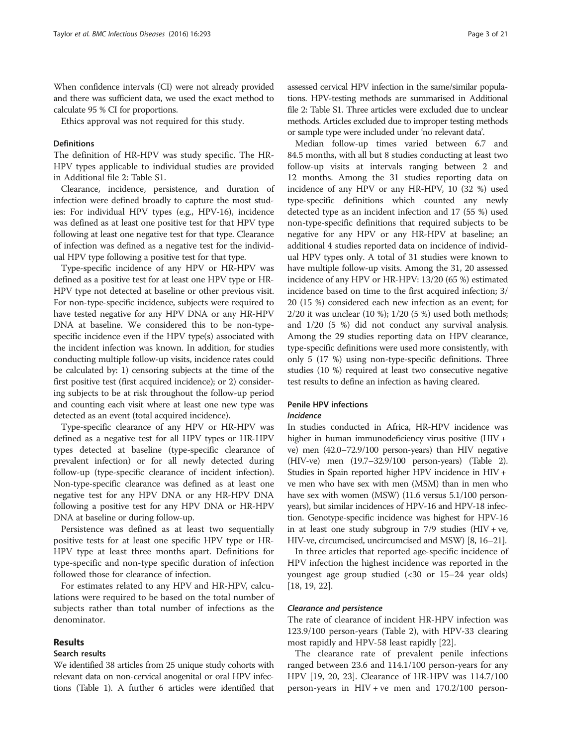When confidence intervals (CI) were not already provided and there was sufficient data, we used the exact method to calculate 95 % CI for proportions.

Ethics approval was not required for this study.

### Definitions

The definition of HR-HPV was study specific. The HR-HPV types applicable to individual studies are provided in Additional file 2: Table S1.

Clearance, incidence, persistence, and duration of infection were defined broadly to capture the most studies: For individual HPV types (e.g., HPV-16), incidence was defined as at least one positive test for that HPV type following at least one negative test for that type. Clearance of infection was defined as a negative test for the individual HPV type following a positive test for that type.

Type-specific incidence of any HPV or HR-HPV was defined as a positive test for at least one HPV type or HR-HPV type not detected at baseline or other previous visit. For non-type-specific incidence, subjects were required to have tested negative for any HPV DNA or any HR-HPV DNA at baseline. We considered this to be non-type-specific incidence even if the HPV type(s) associated with the incident infection was known. In addition, for studies conducting multiple follow-up visits, incidence rates could be calculated by: 1) censoring subjects at the time of the first positive test (first acquired incidence); or 2) considering subjects to be at risk throughout the follow-up period and counting each visit where at least one new type was detected as an event (total acquired incidence).

Type-specific clearance of any HPV or HR-HPV was defined as a negative test for all HPV types or HR-HPV types detected at baseline (type-specific clearance of prevalent infection) or for all newly detected during follow-up (type-specific clearance of incident infection). Non-type-specific clearance was defined as at least one negative test for any HPV DNA or any HR-HPV DNA following a positive test for any HPV DNA or HR-HPV DNA at baseline or during follow-up.

Persistence was defined as at least two sequentially positive tests for at least one specific HPV type or HR-HPV type at least three months apart. Definitions for type-specific and non-type specific duration of infection followed those for clearance of infection.

For estimates related to any HPV and HR-HPV, calculations were required to be based on the total number of subjects rather than total number of infections as the denominator.

## Results

### Search results

We identified 38 articles from 25 unique study cohorts with relevant data on non-cervical anogenital or oral HPV infections (Table 1). A further 6 articles were identified that assessed cervical HPV infection in the same/similar populations. HPV-testing methods are summarised in Additional file 2: Table S1. Three articles were excluded due to unclear methods. Articles excluded due to improper testing methods or sample type were included under 'no relevant data'.

Median follow-up times varied between 6.7 and 84.5 months, with all but 8 studies conducting at least two follow-up visits at intervals ranging between 2 and 12 months. Among the 31 studies reporting data on incidence of any HPV or any HR-HPV, 10 (32 %) used type-specific definitions which counted any newly detected type as an incident infection and 17 (55 %) used non-type-specific definitions that required subjects to be negative for any HPV or any HR-HPV at baseline; an additional 4 studies reported data on incidence of individual HPV types only. A total of 31 studies were known to have multiple follow-up visits. Among the 31, 20 assessed incidence of any HPV or HR-HPV: 13/20 (65 %) estimated incidence based on time to the first acquired infection; 3/20 (15 %) considered each new infection as an event; for 2/20 it was unclear (10 %); 1/20 (5 %) used both methods; and 1/20 (5 %) did not conduct any survival analysis. Among the 29 studies reporting data on HPV clearance, type-specific definitions were used more consistently, with only 5 (17 %) using non-type-specific definitions. Three studies (10 %) required at least two consecutive negative test results to define an infection as having cleared.

### Penile HPV infections

#### *Incidence*

In studies conducted in Africa, HR-HPV incidence was higher in human immunodeficiency virus positive (HIV + ve) men (42.0–72.9/100 person-years) than HIV negative (HIV-ve) men (19.7–32.9/100 person-years) (Table 2). Studies in Spain reported higher HPV incidence in HIV + ve men who have sex with men (MSM) than in men who have sex with women (MSW) (11.6 versus 5.1/100 person-years), but similar incidences of HPV-16 and HPV-18 infection. Genotype-specific incidence was highest for HPV-16 in at least one study subgroup in 7/9 studies (HIV + ve, HIV-ve, circumcised, uncircumcised and MSW) [8, 16–21].

In three articles that reported age-specific incidence of HPV infection the highest incidence was reported in the youngest age group studied (<30 or 15–24 year olds) [18, 19, 22].

#### *Clearance and persistence*

The rate of clearance of incident HR-HPV infection was 123.9/100 person-years (Table 2), with HPV-33 clearing most rapidly and HPV-58 least rapidly [22].

The clearance rate of prevalent penile infections ranged between 23.6 and 114.1/100 person-years for any HPV [19, 20, 23]. Clearance of HR-HPV was 114.7/100 person-years in HIV + ve men and 170.2/100 person-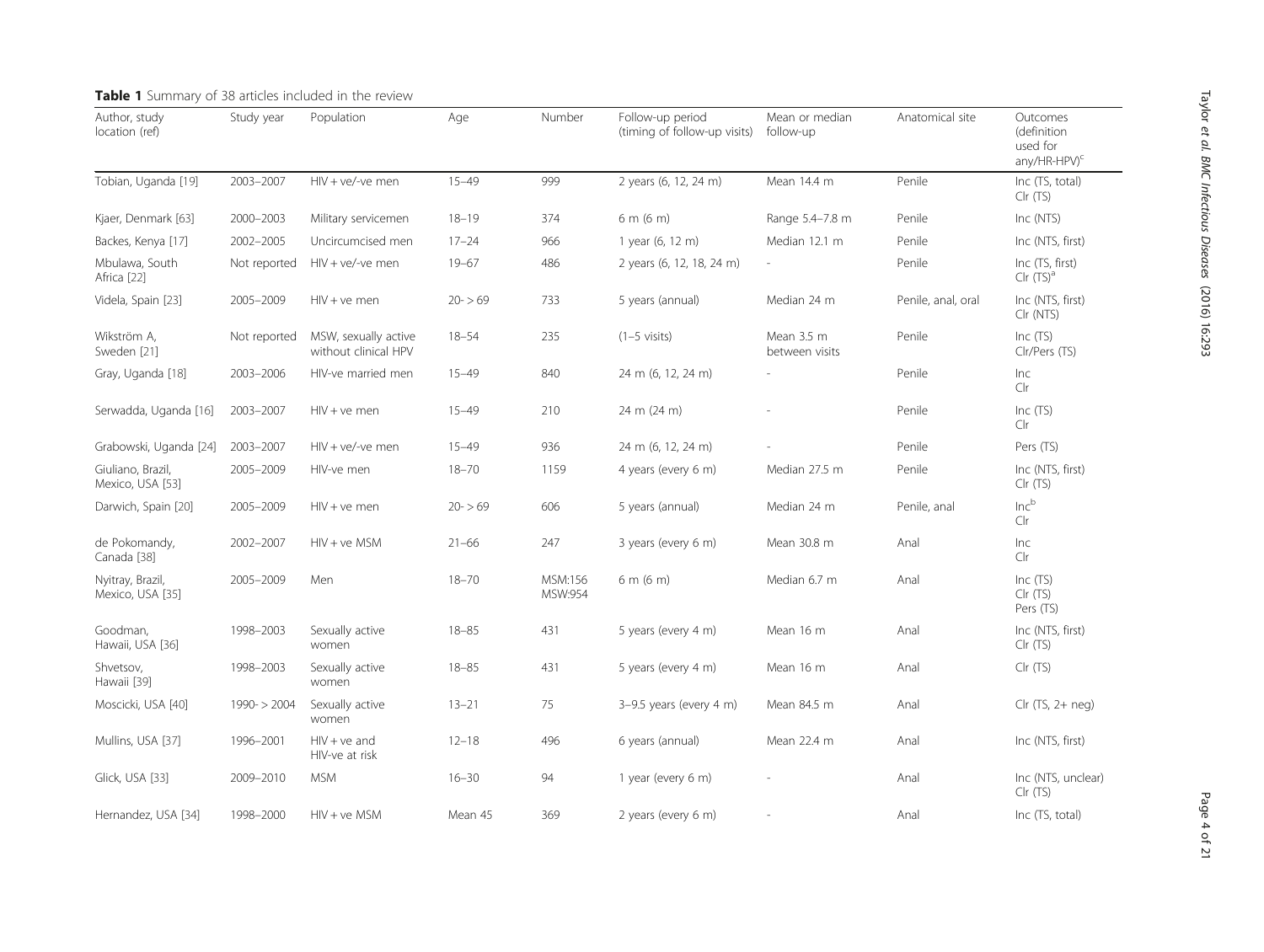**Table 1** Summary of 38 articles included in the review

| Author, study location (ref) | Study year | Population | Age | Number | Follow-up period (timing of follow-up visits) | Mean or median follow-up | Anatomical site | Outcomes (definition used for any/HR-HPV)[c] |
|---|---|---|---|---|---|---|---|---|
| Tobian, Uganda [19] | 2003–2007 | HIV + ve/-ve men | 15–49 | 999 | 2 years (6, 12, 24 m) | Mean 14.4 m | Penile | Inc (TS, total) Clr (TS) |
| Kjaer, Denmark [63] | 2000–2003 | Military servicemen | 18–19 | 374 | 6 m (6 m) | Range 5.4–7.8 m | Penile | Inc (NTS) |
| Backes, Kenya [17] | 2002–2005 | Uncircumcised men | 17–24 | 966 | 1 year (6, 12 m) | Median 12.1 m | Penile | Inc (NTS, first) |
| Mbulawa, South Africa [22] | Not reported | HIV + ve/-ve men | 19–67 | 486 | 2 years (6, 12, 18, 24 m) | - | Penile | Inc (TS, first) Clr (TS)[a] |
| Videla, Spain [23] | 2005–2009 | HIV + ve men | 20- > 69 | 733 | 5 years (annual) | Median 24 m | Penile, anal, oral | Inc (NTS, first) Clr (NTS) |
| Wikström A, Sweden [21] | Not reported | MSW, sexually active without clinical HPV | 18–54 | 235 | (1–5 visits) | Mean 3.5 m between visits | Penile | Inc (TS) Clr/Pers (TS) |
| Gray, Uganda [18] | 2003–2006 | HIV-ve married men | 15–49 | 840 | 24 m (6, 12, 24 m) | - | Penile | Inc Clr |
| Serwadda, Uganda [16] | 2003–2007 | HIV + ve men | 15–49 | 210 | 24 m (24 m) | - | Penile | Inc (TS) Clr |
| Grabowski, Uganda [24] | 2003–2007 | HIV + ve/-ve men | 15–49 | 936 | 24 m (6, 12, 24 m) | - | Penile | Pers (TS) |
| Giuliano, Brazil, Mexico, USA [53] | 2005–2009 | HIV-ve men | 18–70 | 1159 | 4 years (every 6 m) | Median 27.5 m | Penile | Inc (NTS, first) Clr (TS) |
| Darwich, Spain [20] | 2005–2009 | HIV + ve men | 20- > 69 | 606 | 5 years (annual) | Median 24 m | Penile, anal | Inc[b] Clr |
| de Pokomandy, Canada [38] | 2002–2007 | HIV + ve MSM | 21–66 | 247 | 3 years (every 6 m) | Mean 30.8 m | Anal | Inc Clr |
| Nyitray, Brazil, Mexico, USA [35] | 2005–2009 | Men | 18–70 | MSM:156 MSW:954 | 6 m (6 m) | Median 6.7 m | Anal | Inc (TS) Clr (TS) Pers (TS) |
| Goodman, Hawaii, USA [36] | 1998–2003 | Sexually active women | 18–85 | 431 | 5 years (every 4 m) | Mean 16 m | Anal | Inc (NTS, first) Clr (TS) |
| Shvetsov, Hawaii [39] | 1998–2003 | Sexually active women | 18–85 | 431 | 5 years (every 4 m) | Mean 16 m | Anal | Clr (TS) |
| Moscicki, USA [40] | 1990- > 2004 | Sexually active women | 13–21 | 75 | 3–9.5 years (every 4 m) | Mean 84.5 m | Anal | Clr (TS, 2+ neg) |
| Mullins, USA [37] | 1996–2001 | HIV + ve and HIV-ve at risk | 12–18 | 496 | 6 years (annual) | Mean 22.4 m | Anal | Inc (NTS, first) |
| Glick, USA [33] | 2009–2010 | MSM | 16–30 | 94 | 1 year (every 6 m) | - | Anal | Inc (NTS, unclear) Clr (TS) |
| Hernandez, USA [34] | 1998–2000 | HIV + ve MSM | Mean 45 | 369 | 2 years (every 6 m) | - | Anal | Inc (TS, total) |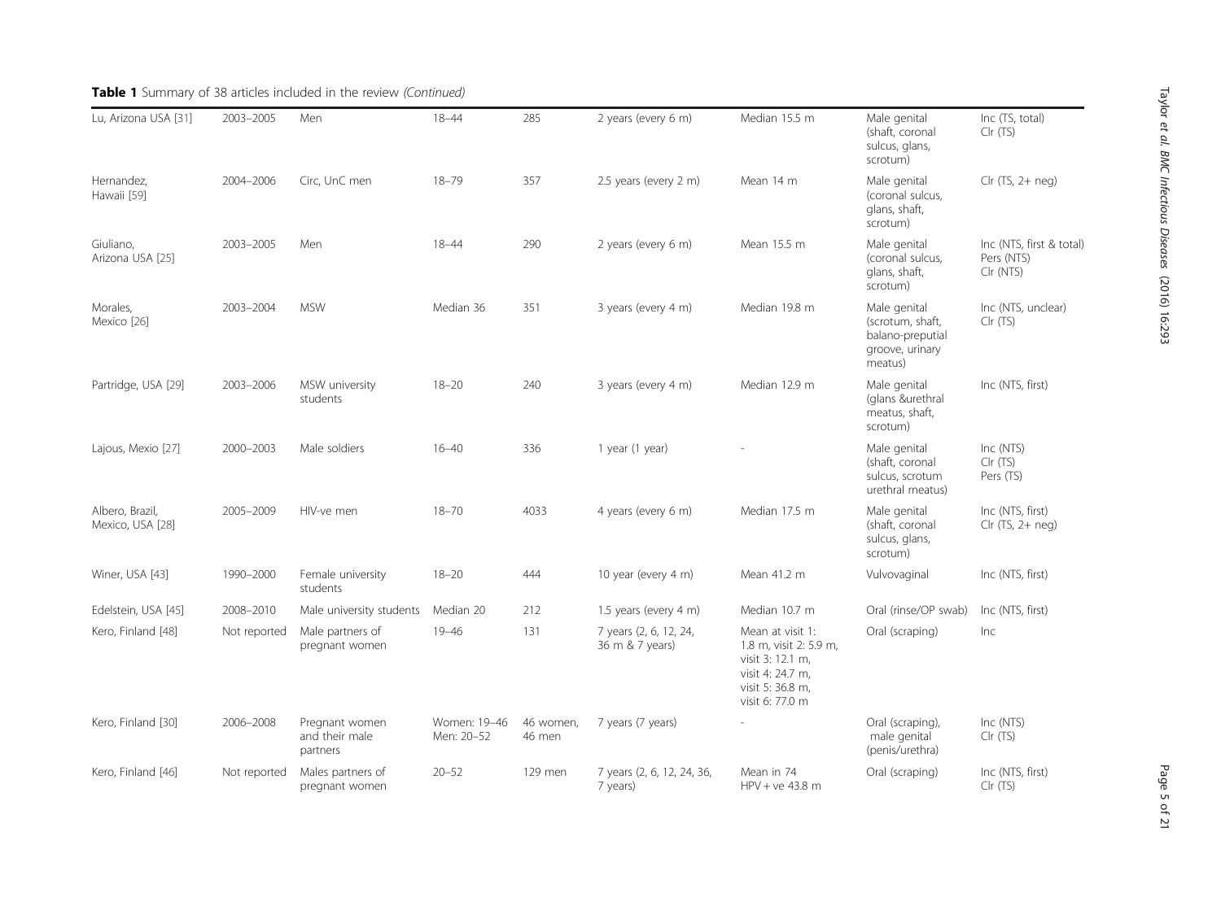**Table 1** Summary of 38 articles included in the review *(Continued)*

| | | | | | | | | |
|---|---|---|---|---|---|---|---|---|
| Lu, Arizona USA [31] | 2003–2005 | Men | 18–44 | 285 | 2 years (every 6 m) | Median 15.5 m | Male genital (shaft, coronal sulcus, glans, scrotum) | Inc (TS, total) Clr (TS) |
| Hernandez, Hawaii [59] | 2004–2006 | Circ, UnC men | 18–79 | 357 | 2.5 years (every 2 m) | Mean 14 m | Male genital (coronal sulcus, glans, shaft, scrotum) | Clr (TS, 2+ neg) |
| Giuliano, Arizona USA [25] | 2003–2005 | Men | 18–44 | 290 | 2 years (every 6 m) | Mean 15.5 m | Male genital (coronal sulcus, glans, shaft, scrotum) | Inc (NTS, first & total) Pers (NTS) Clr (NTS) |
| Morales, Mexico [26] | 2003–2004 | MSW | Median 36 | 351 | 3 years (every 4 m) | Median 19.8 m | Male genital (scrotum, shaft, balano-preputial groove, urinary meatus) | Inc (NTS, unclear) Clr (TS) |
| Partridge, USA [29] | 2003–2006 | MSW university students | 18–20 | 240 | 3 years (every 4 m) | Median 12.9 m | Male genital (glans &urethral meatus, shaft, scrotum) | Inc (NTS, first) |
| Lajous, Mexio [27] | 2000–2003 | Male soldiers | 16–40 | 336 | 1 year (1 year) | - | Male genital (shaft, coronal sulcus, scrotum urethral meatus) | Inc (NTS) Clr (TS) Pers (TS) |
| Albero, Brazil, Mexico, USA [28] | 2005–2009 | HIV-ve men | 18–70 | 4033 | 4 years (every 6 m) | Median 17.5 m | Male genital (shaft, coronal sulcus, glans, scrotum) | Inc (NTS, first) Clr (TS, 2+ neg) |
| Winer, USA [43] | 1990–2000 | Female university students | 18–20 | 444 | 10 year (every 4 m) | Mean 41.2 m | Vulvovaginal | Inc (NTS, first) |
| Edelstein, USA [45] | 2008–2010 | Male university students | Median 20 | 212 | 1.5 years (every 4 m) | Median 10.7 m | Oral (rinse/OP swab) | Inc (NTS, first) |
| Kero, Finland [48] | Not reported | Male partners of pregnant women | 19–46 | 131 | 7 years (2, 6, 12, 24, 36 m & 7 years) | Mean at visit 1: 1.8 m, visit 2: 5.9 m, visit 3: 12.1 m, visit 4: 24.7 m, visit 5: 36.8 m, visit 6: 77.0 m | Oral (scraping) | Inc |
| Kero, Finland [30] | 2006–2008 | Pregnant women and their male partners | Women: 19–46 Men: 20–52 | 46 women, 46 men | 7 years (7 years) | - | Oral (scraping), male genital (penis/urethra) | Inc (NTS) Clr (TS) |
| Kero, Finland [46] | Not reported | Males partners of pregnant women | 20–52 | 129 men | 7 years (2, 6, 12, 24, 36, 7 years) | Mean in 74 HPV + ve 43.8 m | Oral (scraping) | Inc (NTS, first) Clr (TS) |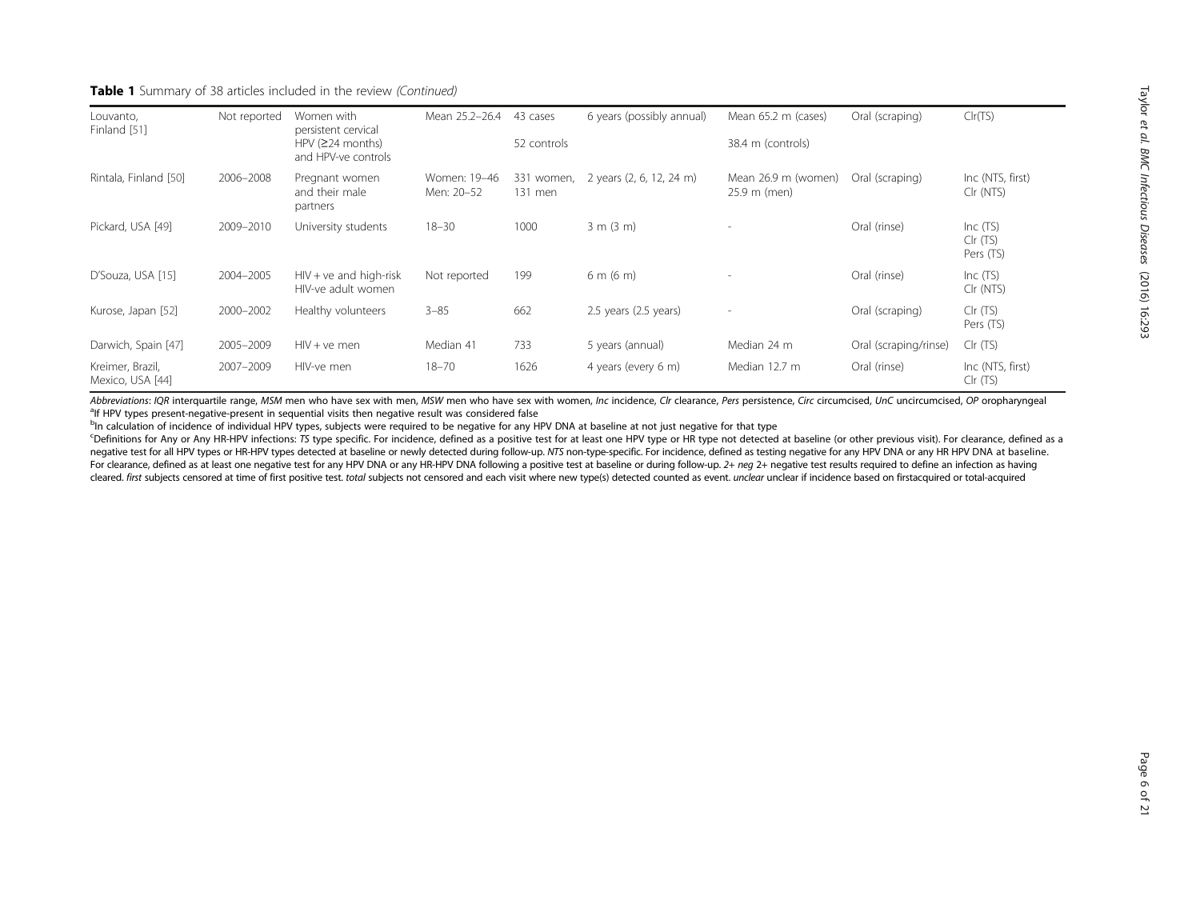**Table 1** Summary of 38 articles included in the review *(Continued)*

| | | | | | | | | |
|---|---|---|---|---|---|---|---|---|
| Louvanto, Finland [51] | Not reported | Women with persistent cervical HPV (≥24 months) and HPV-ve controls | Mean 25.2–26.4 | 43 cases<br>52 controls | 6 years (possibly annual) | Mean 65.2 m (cases)<br>38.4 m (controls) | Oral (scraping) | Clr(TS) |
| Rintala, Finland [50] | 2006–2008 | Pregnant women and their male partners | Women: 19–46<br>Men: 20–52 | 331 women, 131 men | 2 years (2, 6, 12, 24 m) | Mean 26.9 m (women)<br>25.9 m (men) | Oral (scraping) | Inc (NTS, first)<br>Clr (NTS) |
| Pickard, USA [49] | 2009–2010 | University students | 18–30 | 1000 | 3 m (3 m) | - | Oral (rinse) | Inc (TS)<br>Clr (TS)<br>Pers (TS) |
| D'Souza, USA [15] | 2004–2005 | HIV + ve and high-risk HIV-ve adult women | Not reported | 199 | 6 m (6 m) | - | Oral (rinse) | Inc (TS)<br>Clr (NTS) |
| Kurose, Japan [52] | 2000–2002 | Healthy volunteers | 3–85 | 662 | 2.5 years (2.5 years) | - | Oral (scraping) | Clr (TS)<br>Pers (TS) |
| Darwich, Spain [47] | 2005–2009 | HIV + ve men | Median 41 | 733 | 5 years (annual) | Median 24 m | Oral (scraping/rinse) | Clr (TS) |
| Kreimer, Brazil, Mexico, USA [44] | 2007–2009 | HIV-ve men | 18–70 | 1626 | 4 years (every 6 m) | Median 12.7 m | Oral (rinse) | Inc (NTS, first)<br>Clr (TS) |

*Abbreviations*: *IQR* interquartile range, *MSM* men who have sex with men, *MSW* men who have sex with women, *Inc* incidence, *Clr* clearance, *Pers* persistence, *Circ* circumcised, *UnC* uncircumcised, *OP* oropharyngeal

[a]If HPV types present-negative-present in sequential visits then negative result was considered false

[b]In calculation of incidence of individual HPV types, subjects were required to be negative for any HPV DNA at baseline at not just negative for that type

[c]Definitions for Any or Any HR-HPV infections: *TS* type specific. For incidence, defined as a positive test for at least one HPV type or HR type not detected at baseline (or other previous visit). For clearance, defined as a negative test for all HPV types or HR-HPV types detected at baseline or newly detected during follow-up. *NTS* non-type-specific. For incidence, defined as testing negative for any HPV DNA or any HR HPV DNA at baseline. For clearance, defined as at least one negative test for any HPV DNA or any HR-HPV DNA following a positive test at baseline or during follow-up. *2+ neg* 2+ negative test results required to define an infection as having cleared. *first* subjects censored at time of first positive test. *total* subjects not censored and each visit where new type(s) detected counted as event. *unclear* unclear if incidence based on firstacquired or total-acquired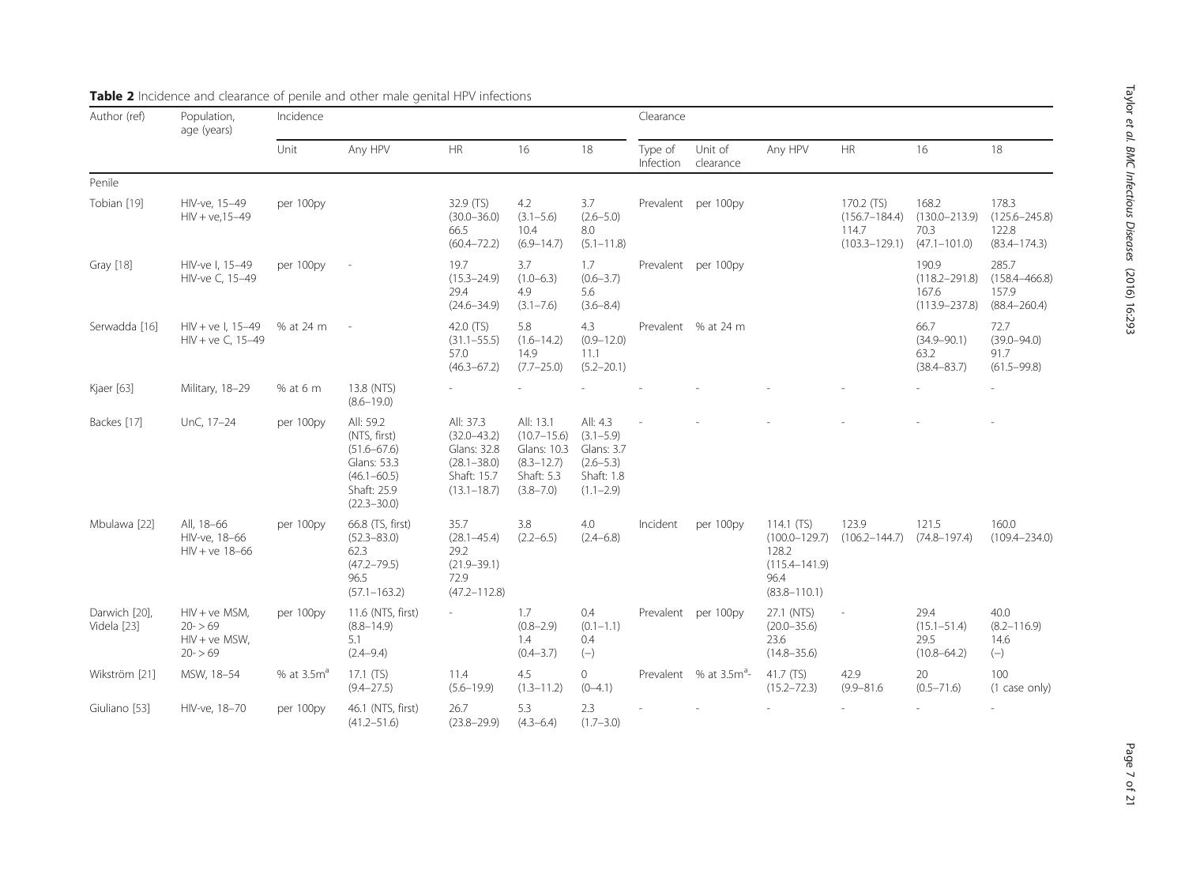**Table 2** Incidence and clearance of penile and other male genital HPV infections

| Author (ref) | Population, age (years) | Incidence | | | | | Clearance | | | | | |
|---|---|---|---|---|---|---|---|---|---|---|---|---|
| | | Unit | Any HPV | HR | 16 | 18 | Type of Infection | Unit of clearance | Any HPV | HR | 16 | 18 |
| Penile | | | | | | | | | | | | |
| Tobian [19] | HIV-ve, 15–49<br>HIV + ve,15–49 | per 100py | | 32.9 (TS)<br>(30.0–36.0)<br>66.5<br>(60.4–72.2) | 4.2<br>(3.1–5.6)<br>10.4<br>(6.9–14.7) | 3.7<br>(2.6–5.0)<br>8.0<br>(5.1–11.8) | Prevalent | per 100py | | 170.2 (TS)<br>(156.7–184.4)<br>114.7<br>(103.3–129.1) | 168.2<br>(130.0–213.9)<br>70.3<br>(47.1–101.0) | 178.3<br>(125.6–245.8)<br>122.8<br>(83.4–174.3) |
| Gray [18] | HIV-ve I, 15–49<br>HIV-ve C, 15–49 | per 100py | - | 19.7<br>(15.3–24.9)<br>29.4<br>(24.6–34.9) | 3.7<br>(1.0–6.3)<br>4.9<br>(3.1–7.6) | 1.7<br>(0.6–3.7)<br>5.6<br>(3.6–8.4) | Prevalent | per 100py | | | 190.9<br>(118.2–291.8)<br>167.6<br>(113.9–237.8) | 285.7<br>(158.4–466.8)<br>157.9<br>(88.4–260.4) |
| Serwadda [16] | HIV + ve I, 15–49<br>HIV + ve C, 15–49 | % at 24 m | - | 42.0 (TS)<br>(31.1–55.5)<br>57.0<br>(46.3–67.2) | 5.8<br>(1.6–14.2)<br>14.9<br>(7.7–25.0) | 4.3<br>(0.9–12.0)<br>11.1<br>(5.2–20.1) | Prevalent | % at 24 m | | | 66.7<br>(34.9–90.1)<br>63.2<br>(38.4–83.7) | 72.7<br>(39.0–94.0)<br>91.7<br>(61.5–99.8) |
| Kjaer [63] | Military, 18–29 | % at 6 m | 13.8 (NTS)<br>(8.6–19.0) | - | - | - | - | - | - | - | - | - |
| Backes [17] | UnC, 17–24 | per 100py | All: 59.2<br>(NTS, first)<br>(51.6–67.6)<br>Glans: 53.3<br>(46.1–60.5)<br>Shaft: 25.9<br>(22.3–30.0) | All: 37.3<br>(32.0–43.2)<br>Glans: 32.8<br>(28.1–38.0)<br>Shaft: 15.7<br>(13.1–18.7) | All: 13.1<br>(10.7–15.6)<br>Glans: 10.3<br>(8.3–12.7)<br>Shaft: 5.3<br>(3.8–7.0) | All: 4.3<br>(3.1–5.9)<br>Glans: 3.7<br>(2.6–5.3)<br>Shaft: 1.8<br>(1.1–2.9) | - | - | - | - | - | - |
| Mbulawa [22] | All, 18–66<br>HIV-ve, 18–66<br>HIV + ve 18–66 | per 100py | 66.8 (TS, first)<br>(52.3–83.0)<br>62.3<br>(47.2–79.5)<br>96.5<br>(57.1–163.2) | 35.7<br>(28.1–45.4)<br>29.2<br>(21.9–39.1)<br>72.9<br>(47.2–112.8) | 3.8<br>(2.2–6.5) | 4.0<br>(2.4–6.8) | Incident | per 100py | 114.1 (TS)<br>(100.0–129.7)<br>128.2<br>(115.4–141.9)<br>96.4<br>(83.8–110.1) | 123.9<br>(106.2–144.7) | 121.5<br>(74.8–197.4) | 160.0<br>(109.4–234.0) |
| Darwich [20],<br>Videla [23] | HIV + ve MSM,<br>20- > 69<br>HIV + ve MSW,<br>20- > 69 | per 100py | 11.6 (NTS, first)<br>(8.8–14.9)<br>5.1<br>(2.4–9.4) | - | 1.7<br>(0.8–2.9)<br>1.4<br>(0.4–3.7) | 0.4<br>(0.1–1.1)<br>0.4<br>(–) | Prevalent | per 100py | 27.1 (NTS)<br>(20.0–35.6)<br>23.6<br>(14.8–35.6) | - | 29.4<br>(15.1–51.4)<br>29.5<br>(10.8–64.2) | 40.0<br>(8.2–116.9)<br>14.6<br>(–) |
| Wikström [21] | MSW, 18–54 | % at 3.5m[a] | 17.1 (TS)<br>(9.4–27.5) | 11.4<br>(5.6–19.9) | 4.5<br>(1.3–11.2) | 0<br>(0–4.1) | Prevalent | % at 3.5m[a]- | 41.7 (TS)<br>(15.2–72.3) | 42.9<br>(9.9–81.6 | 20<br>(0.5–71.6) | 100<br>(1 case only) |
| Giuliano [53] | HIV-ve, 18–70 | per 100py | 46.1 (NTS, first)<br>(41.2–51.6) | 26.7<br>(23.8–29.9) | 5.3<br>(4.3–6.4) | 2.3<br>(1.7–3.0) | - | - | - | - | - | - |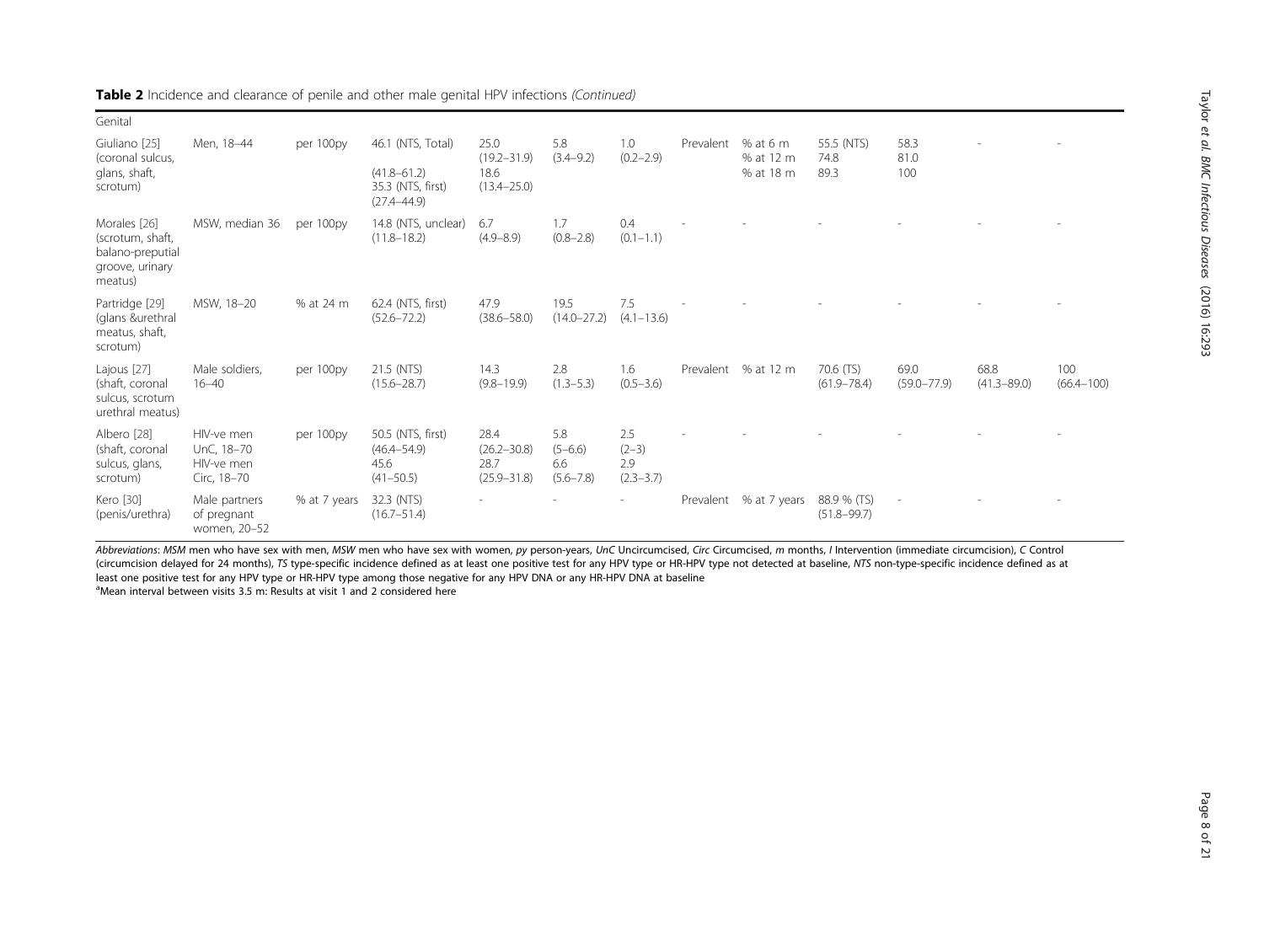**Table 2** Incidence and clearance of penile and other male genital HPV infections *(Continued)*

| | | | | | | | | | | | | | |
|---|---|---|---|---|---|---|---|---|---|---|---|---|---|
| Genital | | | | | | | | | | | | | |
| Giuliano [25] (coronal sulcus, glans, shaft, scrotum) | Men, 18–44 | per 100py | 46.1 (NTS, Total) (41.8–61.2) 35.3 (NTS, first) (27.4–44.9) | 25.0 (19.2–31.9) 18.6 (13.4–25.0) | 5.8 (3.4–9.2) | 1.0 (0.2–2.9) | Prevalent | % at 6 m % at 12 m % at 18 m | 55.5 (NTS) 74.8 89.3 | 58.3 81.0 100 | - | - |
| Morales [26] (scrotum, shaft, balano-preputial groove, urinary meatus) | MSW, median 36 | per 100py | 14.8 (NTS, unclear) (11.8–18.2) | 6.7 (4.9–8.9) | 1.7 (0.8–2.8) | 0.4 (0.1–1.1) | - | - | - | - | - | - |
| Partridge [29] (glans &urethral meatus, shaft, scrotum) | MSW, 18–20 | % at 24 m | 62.4 (NTS, first) (52.6–72.2) | 47.9 (38.6–58.0) | 19.5 (14.0–27.2) | 7.5 (4.1–13.6) | - | - | - | - | - | - |
| Lajous [27] (shaft, coronal sulcus, scrotum urethral meatus) | Male soldiers, 16–40 | per 100py | 21.5 (NTS) (15.6–28.7) | 14.3 (9.8–19.9) | 2.8 (1.3–5.3) | 1.6 (0.5–3.6) | Prevalent | % at 12 m | 70.6 (TS) (61.9–78.4) | 69.0 (59.0–77.9) | 68.8 (41.3–89.0) | 100 (66.4–100) |
| Albero [28] (shaft, coronal sulcus, glans, scrotum) | HIV-ve men UnC, 18–70 HIV-ve men Circ, 18–70 | per 100py | 50.5 (NTS, first) (46.4–54.9) 45.6 (41–50.5) | 28.4 (26.2–30.8) 28.7 (25.9–31.8) | 5.8 (5–6.6) 6.6 (5.6–7.8) | 2.5 (2–3) 2.9 (2.3–3.7) | - | - | - | - | - | - |
| Kero [30] (penis/urethra) | Male partners of pregnant women, 20–52 | % at 7 years | 32.3 (NTS) (16.7–51.4) | - | - | - | Prevalent | % at 7 years | 88.9 % (TS) (51.8–99.7) | - | - | - |

*Abbreviations*: *MSM* men who have sex with men, *MSW* men who have sex with women, *py* person-years, *UnC* Uncircumcised, *Circ* Circumcised, *m* months, *I* Intervention (immediate circumcision), *C* Control (circumcision delayed for 24 months), *TS* type-specific incidence defined as at least one positive test for any HPV type or HR-HPV type not detected at baseline, *NTS* non-type-specific incidence defined as at least one positive test for any HPV type or HR-HPV type among those negative for any HPV DNA or any HR-HPV DNA at baseline

[a]Mean interval between visits 3.5 m: Results at visit 1 and 2 considered here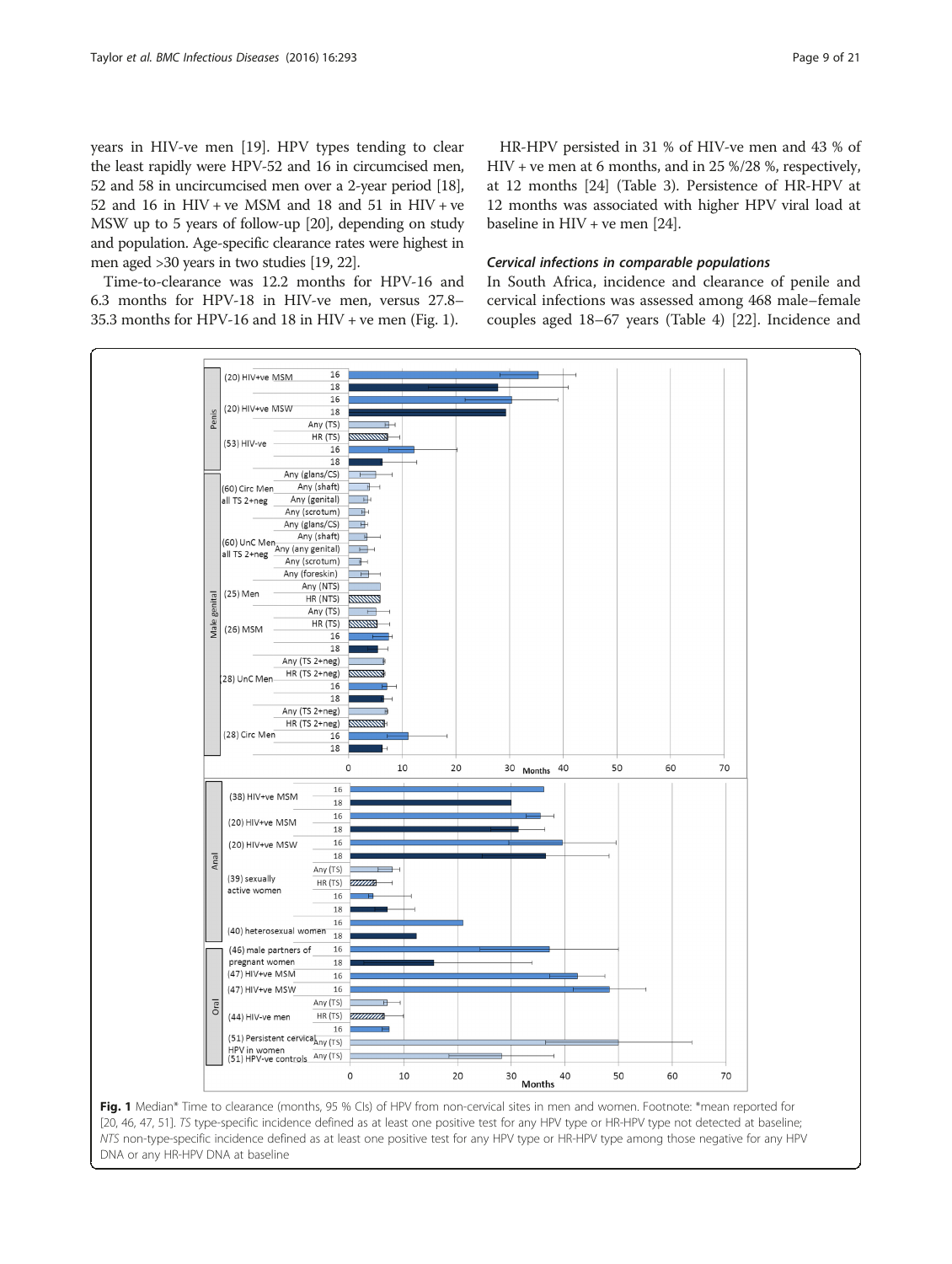years in HIV-ve men [19]. HPV types tending to clear the least rapidly were HPV-52 and 16 in circumcised men, 52 and 58 in uncircumcised men over a 2-year period [18], 52 and 16 in HIV + ve MSM and 18 and 51 in HIV + ve MSW up to 5 years of follow-up [20], depending on study and population. Age-specific clearance rates were highest in men aged >30 years in two studies [19, 22].

Time-to-clearance was 12.2 months for HPV-16 and 6.3 months for HPV-18 in HIV-ve men, versus 27.8–35.3 months for HPV-16 and 18 in HIV + ve men (Fig. 1).

HR-HPV persisted in 31 % of HIV-ve men and 43 % of HIV + ve men at 6 months, and in 25 %/28 %, respectively, at 12 months [24] (Table 3). Persistence of HR-HPV at 12 months was associated with higher HPV viral load at baseline in HIV + ve men [24].

#### *Cervical infections in comparable populations*

In South Africa, incidence and clearance of penile and cervical infections was assessed among 468 male–female couples aged 18–67 years (Table 4) [22]. Incidence and

**Fig. 1** Median* Time to clearance (months, 95 % CIs) of HPV from non-cervical sites in men and women. Footnote: *mean reported for [20, 46, 47, 51]. *TS* type-specific incidence defined as at least one positive test for any HPV type or HR-HPV type not detected at baseline; *NTS* non-type-specific incidence defined as at least one positive test for any HPV type or HR-HPV type among those negative for any HPV DNA or any HR-HPV DNA at baseline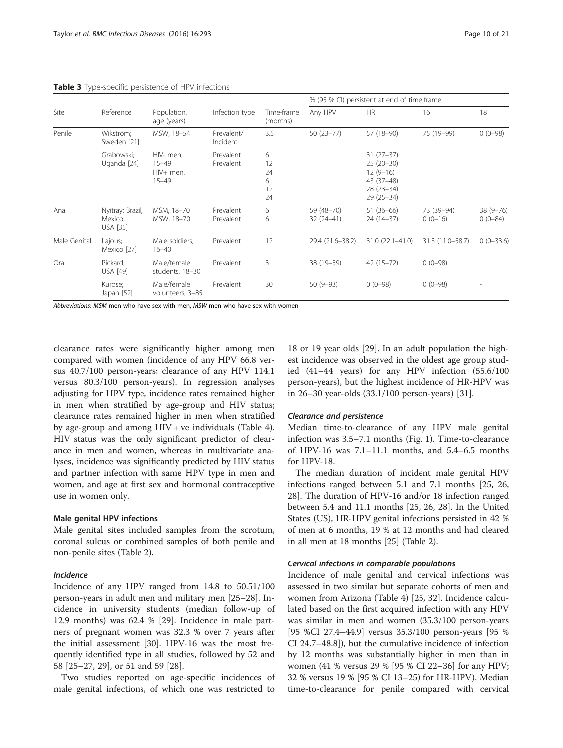**Table 3** Type-specific persistence of HPV infections

| Site | Reference | Population, age (years) | Infection type | Time-frame (months) | % (95 % CI) persistent at end of time frame | | | |
|---|---|---|---|---|---|---|---|---|
| | | | | | Any HPV | HR | 16 | 18 |
| Penile | Wikström; Sweden [21] | MSW, 18–54 | Prevalent/ Incident | 3.5 | 50 (23–77) | 57 (18–90) | 75 (19–99) | 0 (0–98) |
| | Grabowski; Uganda [24] | HIV- men, 15–49 | Prevalent | 6 | | 31 (27–37) | | |
| | | | | 12 | | 25 (20–30) | | |
| | | | | 24 | | 12 (9–16) | | |
| | | HIV+ men, 15–49 | Prevalent | 6 | | 43 (37–48) | | |
| | | | | 12 | | 28 (23–34) | | |
| | | | | 24 | | 29 (25–34) | | |
| Anal | Nyitray; Brazil, Mexico, USA [35] | MSM, 18–70 | Prevalent | 6 | 59 (48–70) | 51 (36–66) | 73 (39–94) | 38 (9–76) |
| | | MSW, 18–70 | Prevalent | 6 | 32 (24–41) | 24 (14–37) | 0 (0–16) | 0 (0–84) |
| Male Genital | Lajous; Mexico [27] | Male soldiers, 16–40 | Prevalent | 12 | 29.4 (21.6–38.2) | 31.0 (22.1–41.0) | 31.3 (11.0–58.7) | 0 (0–33.6) |
| Oral | Pickard; USA [49] | Male/female students, 18–30 | Prevalent | 3 | 38 (19–59) | 42 (15–72) | 0 (0–98) | |
| | Kurose; Japan [52] | Male/female volunteers, 3–85 | Prevalent | 30 | 50 (9–93) | 0 (0–98) | 0 (0–98) | - |

*Abbreviations*: *MSM* men who have sex with men, *MSW* men who have sex with women

clearance rates were significantly higher among men compared with women (incidence of any HPV 66.8 versus 40.7/100 person-years; clearance of any HPV 114.1 versus 80.3/100 person-years). In regression analyses adjusting for HPV type, incidence rates remained higher in men when stratified by age-group and HIV status; clearance rates remained higher in men when stratified by age-group and among HIV + ve individuals (Table 4). HIV status was the only significant predictor of clearance in men and women, whereas in multivariate analyses, incidence was significantly predicted by HIV status and partner infection with same HPV type in men and women, and age at first sex and hormonal contraceptive use in women only.

#### Male genital HPV infections

Male genital sites included samples from the scrotum, coronal sulcus or combined samples of both penile and non-penile sites (Table 2).

##### *Incidence*

Incidence of any HPV ranged from 14.8 to 50.51/100 person-years in adult men and military men [25–28]. Incidence in university students (median follow-up of 12.9 months) was 62.4 % [29]. Incidence in male partners of pregnant women was 32.3 % over 7 years after the initial assessment [30]. HPV-16 was the most frequently identified type in all studies, followed by 52 and 58 [25–27, 29], or 51 and 59 [28].

Two studies reported on age-specific incidences of male genital infections, of which one was restricted to 18 or 19 year olds [29]. In an adult population the highest incidence was observed in the oldest age group studied (41–44 years) for any HPV infection (55.6/100 person-years), but the highest incidence of HR-HPV was in 26–30 year-olds (33.1/100 person-years) [31].

##### *Clearance and persistence*

Median time-to-clearance of any HPV male genital infection was 3.5–7.1 months (Fig. 1). Time-to-clearance of HPV-16 was 7.1–11.1 months, and 5.4–6.5 months for HPV-18.

The median duration of incident male genital HPV infections ranged between 5.1 and 7.1 months [25, 26, 28]. The duration of HPV-16 and/or 18 infection ranged between 5.4 and 11.1 months [25, 26, 28]. In the United States (US), HR-HPV genital infections persisted in 42 % of men at 6 months, 19 % at 12 months and had cleared in all men at 18 months [25] (Table 2).

##### *Cervical infections in comparable populations*

Incidence of male genital and cervical infections was assessed in two similar but separate cohorts of men and women from Arizona (Table 4) [25, 32]. Incidence calculated based on the first acquired infection with any HPV was similar in men and women (35.3/100 person-years [95 %CI 27.4–44.9] versus 35.3/100 person-years [95 % CI 24.7–48.8]), but the cumulative incidence of infection by 12 months was substantially higher in men than in women (41 % versus 29 % [95 % CI 22–36] for any HPV; 32 % versus 19 % [95 % CI 13–25) for HR-HPV). Median time-to-clearance for penile compared with cervical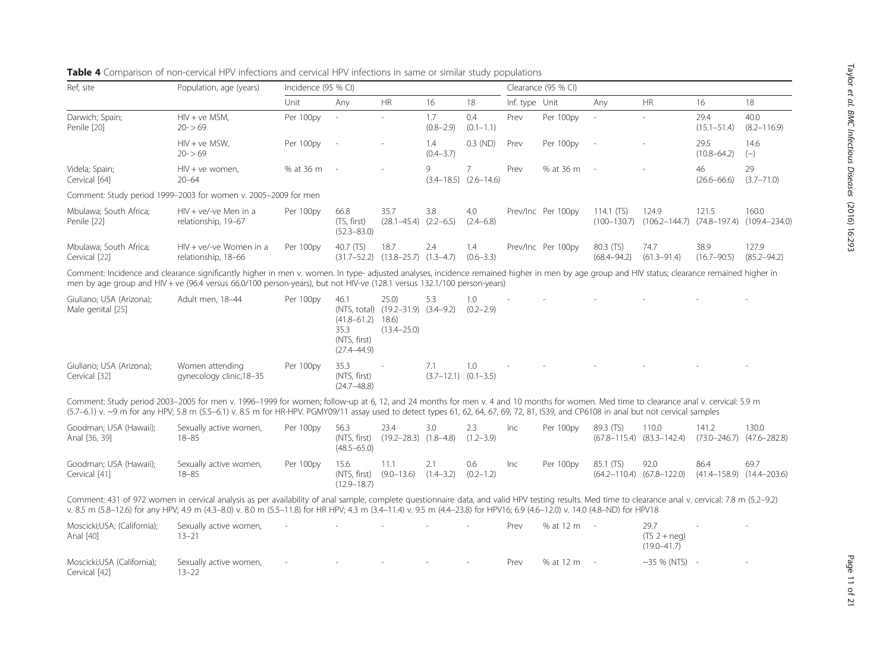**Table 4** Comparison of non-cervical HPV infections and cervical HPV infections in same or similar study populations

| Ref, site | Population, age (years) | Incidence (95 % CI) | | | | | Clearance (95 % CI) | | | | | |
|---|---|---|---|---|---|---|---|---|---|---|---|---|
| | | Unit | Any | HR | 16 | 18 | Inf. type | Unit | Any | HR | 16 | 18 |
| Darwich; Spain; Penile [20] | HIV + ve MSM, 20- > 69 | Per 100py | - | - | 1.7 (0.8–2.9) | 0.4 (0.1–1.1) | Prev | Per 100py | - | - | 29.4 (15.1–51.4) | 40.0 (8.2–116.9) |
| | HIV + ve MSW, 20- > 69 | Per 100py | - | - | 1.4 (0.4–3.7) | 0.3 (ND) | Prev | Per 100py | - | - | 29.5 (10.8–64.2) | 14.6 (–) |
| Videla; Spain; Cervical [64] | HIV + ve women, 20–64 | % at 36 m | - | - | 9 (3.4–18.5) | 7 (2.6–14.6) | Prev | % at 36 m | - | - | 46 (26.6–66.6) | 29 (3.7–71.0) |
| Comment: Study period 1999–2003 for women v. 2005–2009 for men | | | | | | | | | | | | |
| Mbulawa; South Africa; Penile [22] | HIV + ve/-ve Men in a relationship, 19–67 | Per 100py | 66.8 (TS, first) (52.3–83.0) | 35.7 (28.1–45.4) | 3.8 (2.2–6.5) | 4.0 (2.4–6.8) | Prev/Inc | Per 100py | 114.1 (TS) (100–130.7) | 124.9 (106.2–144.7) | 121.5 (74.8–197.4) | 160.0 (109.4–234.0) |
| Mbulawa; South Africa; Cervical [22] | HIV + ve/-ve Women in a relationship, 18–66 | Per 100py | 40.7 (TS) (31.7–52.2) | 18.7 (13.8–25.7) | 2.4 (1.3–4.7) | 1.4 (0.6–3.3) | Prev/Inc | Per 100py | 80.3 (TS) (68.4–94.2) | 74.7 (61.3–91.4) | 38.9 (16.7–90.5) | 127.9 (85.2–94.2) |
| Comment: Incidence and clearance significantly higher in men v. women. In type- adjusted analyses, incidence remained higher in men by age group and HIV status; clearance remained higher in men by age group and HIV + ve (96.4 versus 66.0/100 person-years), but not HIV-ve (128.1 versus 132.1/100 person-years) | | | | | | | | | | | | |
| Giuliano; USA (Arizona); Male genital [25] | Adult men, 18–44 | Per 100py | 46.1 (NTS, total) (41.8–61.2) 35.3 (NTS, first) (27.4–44.9) | 25.0) (19.2–31.9) 18.6) (13.4–25.0) | 5.3 (3.4–9.2) | 1.0 (0.2–2.9) | - | - | - | - | - | - |
| Giuliano; USA (Arizona); Cervical [32] | Women attending gynecology clinic,18–35 | Per 100py | 35.3 (NTS, first) (24.7–48.8) | - | 7.1 (3.7–12.1) | 1.0 (0.1–3.5) | - | - | - | - | - | - |
| Comment: Study period 2003–2005 for men v. 1996–1999 for women; follow-up at 6, 12, and 24 months for men v. 4 and 10 months for women. Med time to clearance anal v. cervical: 5.9 m (5.7–6.1) v. ~9 m for any HPV; 5.8 m (5.5–6.1) v. 8.5 m for HR-HPV. PGMY09/11 assay used to detect types 61, 62, 64, 67, 69, 72, 81, IS39, and CP6108 in anal but not cervical samples | | | | | | | | | | | | |
| Goodman; USA (Hawaii); Anal [36, 39] | Sexually active women, 18–85 | Per 100py | 56.3 (NTS, first) (48.5–65.0) | 23.4 (19.2–28.3) | 3.0 (1.8–4.8) | 2.3 (1.2–3.9) | Inc | Per 100py | 89.3 (TS) (67.8–115.4) | 110.0 (83.3–142.4) | 141.2 (73.0–246.7) | 130.0 (47.6–282.8) |
| Goodman; USA (Hawaii); Cervical [41] | Sexually active women, 18–85 | Per 100py | 15.6 (NTS, first) (12.9–18.7) | 11.1 (9.0–13.6) | 2.1 (1.4–3.2) | 0.6 (0.2–1.2) | Inc | Per 100py | 85.1 (TS) (64.2–110.4) | 92.0 (67.8–122.0) | 86.4 (41.4–158.9) | 69.7 (14.4–203.6) |
| Comment: 431 of 972 women in cervical analysis as per availability of anal sample, complete questionnaire data, and valid HPV testing results. Med time to clearance anal v. cervical: 7.8 m (5.2–9.2) v. 8.5 m (5.8–12.6) for any HPV; 4.9 m (4.3–8.0) v. 8.0 m (5.5–11.8) for HR HPV; 4.3 m (3.4–11.4) v. 9.5 m (4.4–23.8) for HPV16; 6.9 (4.6–12.0) v. 14.0 (4.8–ND) for HPV18 | | | | | | | | | | | | |
| Moscicki;USA; (California); Anal [40] | Sexually active women, 13–21 | - | - | - | - | - | Prev | % at 12 m | - | 29.7 (TS 2 + neg) (19.0–41.7) | - | - |
| Moscicki;USA (California); Cervical [42] | Sexually active women, 13–22 | - | - | - | - | - | Prev | % at 12 m | - | ~35 % (NTS) | - | - |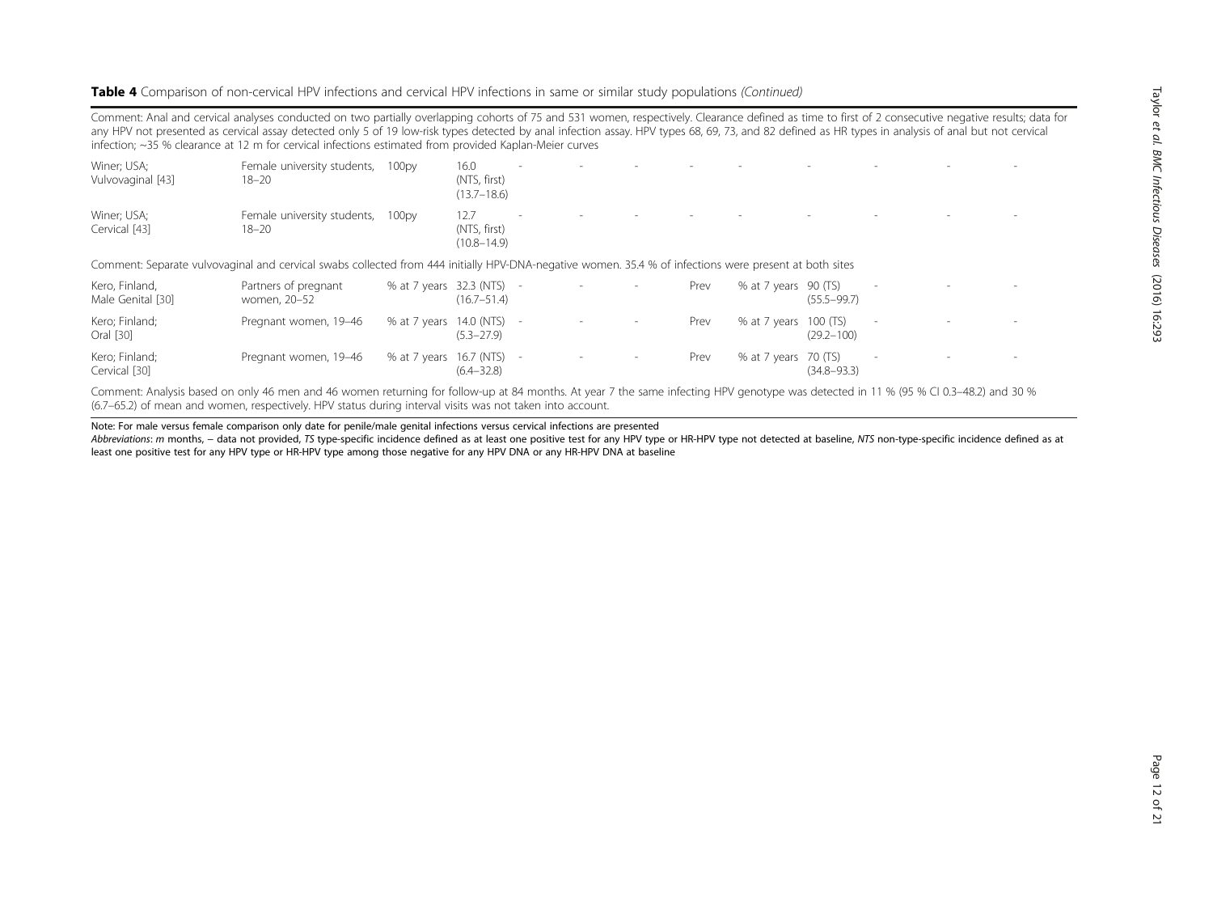**Table 4** Comparison of non-cervical HPV infections and cervical HPV infections in same or similar study populations *(Continued)*

| | | | | | | | | | | | | |
|---|---|---|---|---|---|---|---|---|---|---|---|---|
| Comment: Anal and cervical analyses conducted on two partially overlapping cohorts of 75 and 531 women, respectively. Clearance defined as time to first of 2 consecutive negative results; data for any HPV not presented as cervical assay detected only 5 of 19 low-risk types detected by anal infection assay. HPV types 68, 69, 73, and 82 defined as HR types in analysis of anal but not cervical infection; ~35 % clearance at 12 m for cervical infections estimated from provided Kaplan-Meier curves | | | | | | | | | | | | |
| Winer; USA; Vulvovaginal [43] | Female university students, 18–20 | 100py | 16.0 (NTS, first) (13.7–18.6) | - | - | - | - | - | - | - | - | - |
| Winer; USA; Cervical [43] | Female university students, 18–20 | 100py | 12.7 (NTS, first) (10.8–14.9) | - | - | - | - | - | - | - | - | - |
| Comment: Separate vulvovaginal and cervical swabs collected from 444 initially HPV-DNA-negative women. 35.4 % of infections were present at both sites | | | | | | | | | | | | |
| Kero, Finland, Male Genital [30] | Partners of pregnant women, 20–52 | % at 7 years | 32.3 (NTS) (16.7–51.4) | - | - | - | Prev | % at 7 years | 90 (TS) (55.5–99.7) | - | - | - |
| Kero; Finland; Oral [30] | Pregnant women, 19–46 | % at 7 years | 14.0 (NTS) (5.3–27.9) | - | - | - | Prev | % at 7 years | 100 (TS) (29.2–100) | - | - | - |
| Kero; Finland; Cervical [30] | Pregnant women, 19–46 | % at 7 years | 16.7 (NTS) (6.4–32.8) | - | - | - | Prev | % at 7 years | 70 (TS) (34.8–93.3) | - | - | - |
| Comment: Analysis based on only 46 men and 46 women returning for follow-up at 84 months. At year 7 the same infecting HPV genotype was detected in 11 % (95 % CI 0.3–48.2) and 30 % (6.7–65.2) of mean and women, respectively. HPV status during interval visits was not taken into account. | | | | | | | | | | | | |

Note: For male versus female comparison only date for penile/male genital infections versus cervical infections are presented

*Abbreviations*: *m* months, – data not provided, *TS* type-specific incidence defined as at least one positive test for any HPV type or HR-HPV type not detected at baseline, *NTS* non-type-specific incidence defined as at least one positive test for any HPV type or HR-HPV type among those negative for any HPV DNA or any HR-HPV DNA at baseline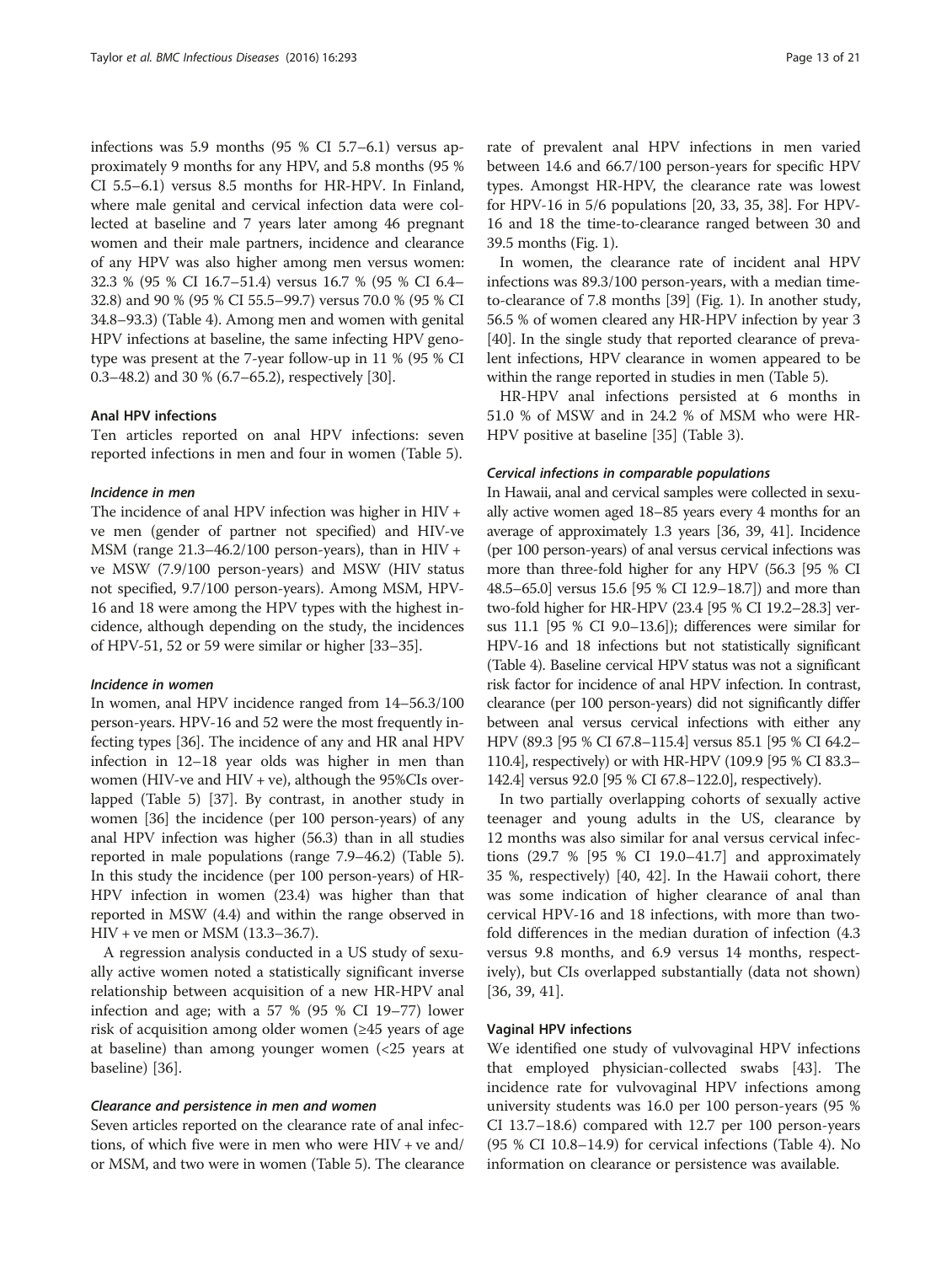infections was 5.9 months (95 % CI 5.7–6.1) versus approximately 9 months for any HPV, and 5.8 months (95 % CI 5.5–6.1) versus 8.5 months for HR-HPV. In Finland, where male genital and cervical infection data were collected at baseline and 7 years later among 46 pregnant women and their male partners, incidence and clearance of any HPV was also higher among men versus women: 32.3 % (95 % CI 16.7–51.4) versus 16.7 % (95 % CI 6.4–32.8) and 90 % (95 % CI 55.5–99.7) versus 70.0 % (95 % CI 34.8–93.3) (Table 4). Among men and women with genital HPV infections at baseline, the same infecting HPV genotype was present at the 7-year follow-up in 11 % (95 % CI 0.3–48.2) and 30 % (6.7–65.2), respectively [30].

#### Anal HPV infections

Ten articles reported on anal HPV infections: seven reported infections in men and four in women (Table 5).

##### *Incidence in men*

The incidence of anal HPV infection was higher in HIV + ve men (gender of partner not specified) and HIV-ve MSM (range 21.3–46.2/100 person-years), than in HIV + ve MSW (7.9/100 person-years) and MSW (HIV status not specified, 9.7/100 person-years). Among MSM, HPV-16 and 18 were among the HPV types with the highest incidence, although depending on the study, the incidences of HPV-51, 52 or 59 were similar or higher [33–35].

##### *Incidence in women*

In women, anal HPV incidence ranged from 14–56.3/100 person-years. HPV-16 and 52 were the most frequently infecting types [36]. The incidence of any and HR anal HPV infection in 12–18 year olds was higher in men than women (HIV-ve and HIV + ve), although the 95%CIs overlapped (Table 5) [37]. By contrast, in another study in women [36] the incidence (per 100 person-years) of any anal HPV infection was higher (56.3) than in all studies reported in male populations (range 7.9–46.2) (Table 5). In this study the incidence (per 100 person-years) of HR-HPV infection in women (23.4) was higher than that reported in MSW (4.4) and within the range observed in HIV + ve men or MSM (13.3–36.7).

A regression analysis conducted in a US study of sexually active women noted a statistically significant inverse relationship between acquisition of a new HR-HPV anal infection and age; with a 57 % (95 % CI 19–77) lower risk of acquisition among older women (≥45 years of age at baseline) than among younger women (<25 years at baseline) [36].

##### *Clearance and persistence in men and women*

Seven articles reported on the clearance rate of anal infections, of which five were in men who were HIV + ve and/or MSM, and two were in women (Table 5). The clearance rate of prevalent anal HPV infections in men varied between 14.6 and 66.7/100 person-years for specific HPV types. Amongst HR-HPV, the clearance rate was lowest for HPV-16 in 5/6 populations [20, 33, 35, 38]. For HPV-16 and 18 the time-to-clearance ranged between 30 and 39.5 months (Fig. 1).

In women, the clearance rate of incident anal HPV infections was 89.3/100 person-years, with a median time-to-clearance of 7.8 months [39] (Fig. 1). In another study, 56.5 % of women cleared any HR-HPV infection by year 3 [40]. In the single study that reported clearance of prevalent infections, HPV clearance in women appeared to be within the range reported in studies in men (Table 5).

HR-HPV anal infections persisted at 6 months in 51.0 % of MSW and in 24.2 % of MSM who were HR-HPV positive at baseline [35] (Table 3).

##### *Cervical infections in comparable populations*

In Hawaii, anal and cervical samples were collected in sexually active women aged 18–85 years every 4 months for an average of approximately 1.3 years [36, 39, 41]. Incidence (per 100 person-years) of anal versus cervical infections was more than three-fold higher for any HPV (56.3 [95 % CI 48.5–65.0] versus 15.6 [95 % CI 12.9–18.7]) and more than two-fold higher for HR-HPV (23.4 [95 % CI 19.2–28.3] versus 11.1 [95 % CI 9.0–13.6]); differences were similar for HPV-16 and 18 infections but not statistically significant (Table 4). Baseline cervical HPV status was not a significant risk factor for incidence of anal HPV infection. In contrast, clearance (per 100 person-years) did not significantly differ between anal versus cervical infections with either any HPV (89.3 [95 % CI 67.8–115.4] versus 85.1 [95 % CI 64.2–110.4], respectively) or with HR-HPV (109.9 [95 % CI 83.3–142.4] versus 92.0 [95 % CI 67.8–122.0], respectively).

In two partially overlapping cohorts of sexually active teenager and young adults in the US, clearance by 12 months was also similar for anal versus cervical infections (29.7 % [95 % CI 19.0–41.7] and approximately 35 %, respectively) [40, 42]. In the Hawaii cohort, there was some indication of higher clearance of anal than cervical HPV-16 and 18 infections, with more than two-fold differences in the median duration of infection (4.3 versus 9.8 months, and 6.9 versus 14 months, respectively), but CIs overlapped substantially (data not shown) [36, 39, 41].

#### Vaginal HPV infections

We identified one study of vulvovaginal HPV infections that employed physician-collected swabs [43]. The incidence rate for vulvovaginal HPV infections among university students was 16.0 per 100 person-years (95 % CI 13.7–18.6) compared with 12.7 per 100 person-years (95 % CI 10.8–14.9) for cervical infections (Table 4). No information on clearance or persistence was available.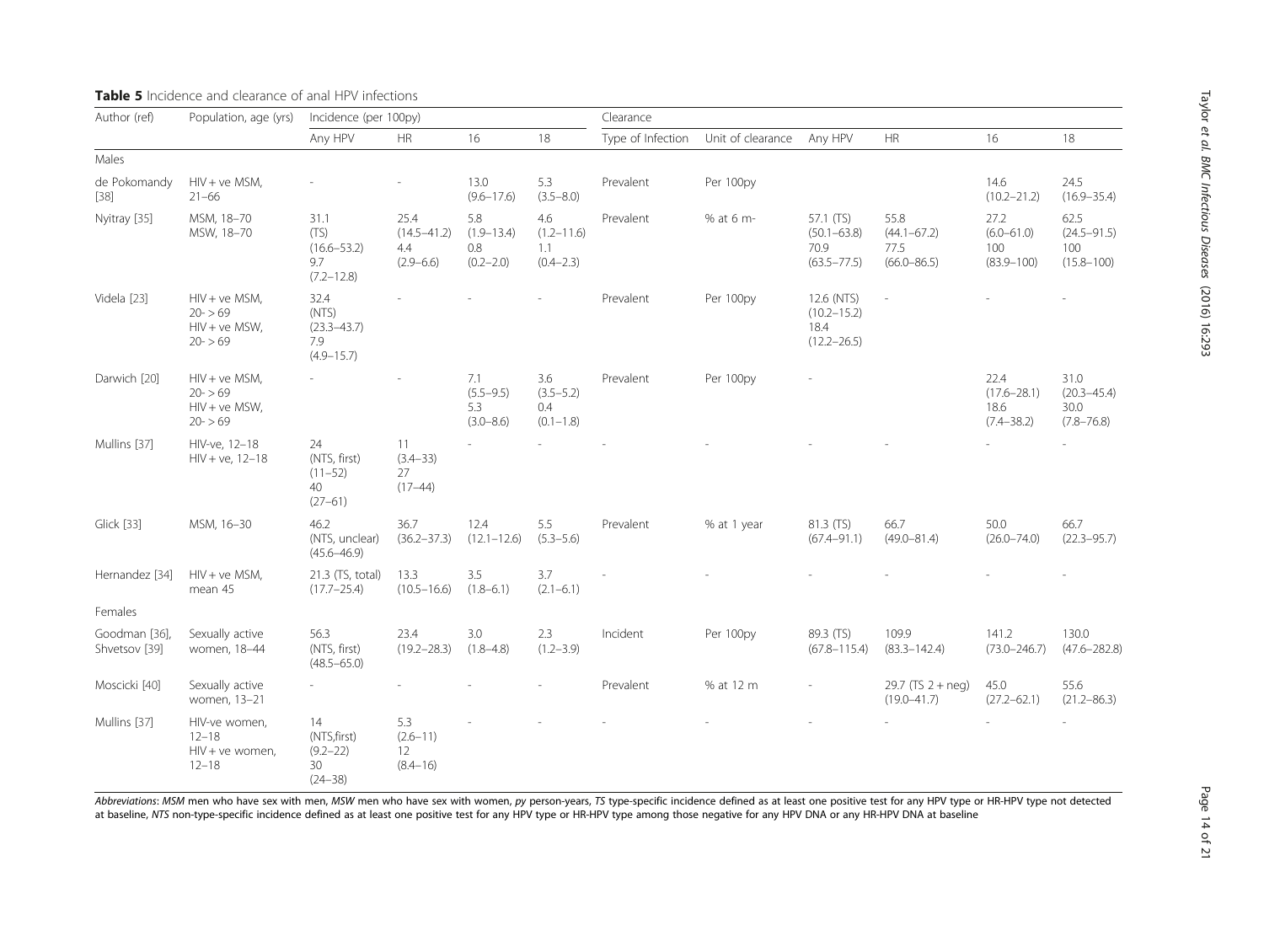**Table 5** Incidence and clearance of anal HPV infections

| Author (ref) | Population, age (yrs) | Incidence (per 100py) | | | | Clearance | | | | | |
|---|---|---|---|---|---|---|---|---|---|---|---|
| | | Any HPV | HR | 16 | 18 | Type of Infection | Unit of clearance | Any HPV | HR | 16 | 18 |
| Males | | | | | | | | | | | |
| de Pokomandy [38] | HIV + ve MSM, 21–66 | - | - | 13.0 (9.6–17.6) | 5.3 (3.5–8.0) | Prevalent | Per 100py | | | 14.6 (10.2–21.2) | 24.5 (16.9–35.4) |
| Nyitray [35] | MSM, 18–70 MSW, 18–70 | 31.1 (TS) (16.6–53.2) 9.7 (7.2–12.8) | 25.4 (14.5–41.2) 4.4 (2.9–6.6) | 5.8 (1.9–13.4) 0.8 (0.2–2.0) | 4.6 (1.2–11.6) 1.1 (0.4–2.3) | Prevalent | % at 6 m- | 57.1 (TS) (50.1–63.8) 70.9 (63.5–77.5) | 55.8 (44.1–67.2) 77.5 (66.0–86.5) | 27.2 (6.0–61.0) 100 (83.9–100) | 62.5 (24.5–91.5) 100 (15.8–100) |
| Videla [23] | HIV + ve MSM, 20- > 69 HIV + ve MSW, 20- > 69 | 32.4 (NTS) (23.3–43.7) 7.9 (4.9–15.7) | - | - | - | Prevalent | Per 100py | 12.6 (NTS) (10.2–15.2) 18.4 (12.2–26.5) | - | - | - |
| Darwich [20] | HIV + ve MSM, 20- > 69 HIV + ve MSW, 20- > 69 | - | - | 7.1 (5.5–9.5) 5.3 (3.0–8.6) | 3.6 (3.5–5.2) 0.4 (0.1–1.8) | Prevalent | Per 100py | - | | 22.4 (17.6–28.1) 18.6 (7.4–38.2) | 31.0 (20.3–45.4) 30.0 (7.8–76.8) |
| Mullins [37] | HIV-ve, 12–18 HIV + ve, 12–18 | 24 (NTS, first) (11–52) 40 (27–61) | 11 (3.4–33) 27 (17–44) | - | - | - | - | - | - | - | - |
| Glick [33] | MSM, 16–30 | 46.2 (NTS, unclear) (45.6–46.9) | 36.7 (36.2–37.3) | 12.4 (12.1–12.6) | 5.5 (5.3–5.6) | Prevalent | % at 1 year | 81.3 (TS) (67.4–91.1) | 66.7 (49.0–81.4) | 50.0 (26.0–74.0) | 66.7 (22.3–95.7) |
| Hernandez [34] | HIV + ve MSM, mean 45 | 21.3 (TS, total) (17.7–25.4) | 13.3 (10.5–16.6) | 3.5 (1.8–6.1) | 3.7 (2.1–6.1) | - | - | - | - | - | - |
| Females | | | | | | | | | | | |
| Goodman [36], Shvetsov [39] | Sexually active women, 18–44 | 56.3 (NTS, first) (48.5–65.0) | 23.4 (19.2–28.3) | 3.0 (1.8–4.8) | 2.3 (1.2–3.9) | Incident | Per 100py | 89.3 (TS) (67.8–115.4) | 109.9 (83.3–142.4) | 141.2 (73.0–246.7) | 130.0 (47.6–282.8) |
| Moscicki [40] | Sexually active women, 13–21 | - | - | - | - | Prevalent | % at 12 m | - | 29.7 (TS 2 + neg) (19.0–41.7) | 45.0 (27.2–62.1) | 55.6 (21.2–86.3) |
| Mullins [37] | HIV-ve women, 12–18 HIV + ve women, 12–18 | 14 (NTS,first) (9.2–22) 30 (24–38) | 5.3 (2.6–11) 12 (8.4–16) | - | - | - | - | - | - | - | - |

*Abbreviations*: *MSM* men who have sex with men, *MSW* men who have sex with women, *py* person-years, *TS* type-specific incidence defined as at least one positive test for any HPV type or HR-HPV type not detected at baseline, *NTS* non-type-specific incidence defined as at least one positive test for any HPV type or HR-HPV type among those negative for any HPV DNA or any HR-HPV DNA at baseline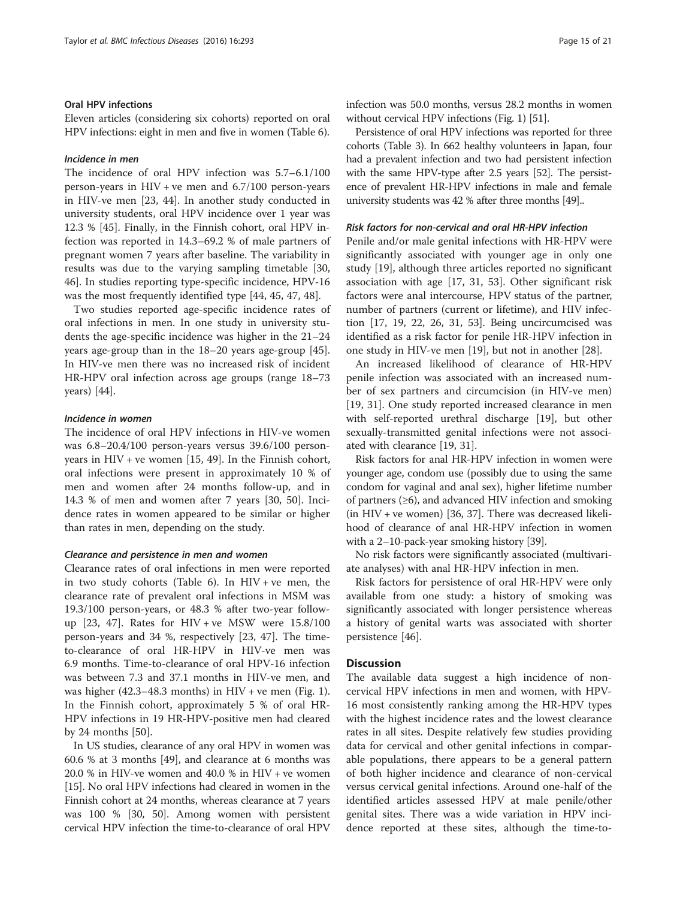### Oral HPV infections

Eleven articles (considering six cohorts) reported on oral HPV infections: eight in men and five in women (Table 6).

#### Incidence in men

The incidence of oral HPV infection was 5.7–6.1/100 person-years in HIV + ve men and 6.7/100 person-years in HIV-ve men [23, 44]. In another study conducted in university students, oral HPV incidence over 1 year was 12.3 % [45]. Finally, in the Finnish cohort, oral HPV infection was reported in 14.3–69.2 % of male partners of pregnant women 7 years after baseline. The variability in results was due to the varying sampling timetable [30, 46]. In studies reporting type-specific incidence, HPV-16 was the most frequently identified type [44, 45, 47, 48].

Two studies reported age-specific incidence rates of oral infections in men. In one study in university students the age-specific incidence was higher in the 21–24 years age-group than in the 18–20 years age-group [45]. In HIV-ve men there was no increased risk of incident HR-HPV oral infection across age groups (range 18–73 years) [44].

#### Incidence in women

The incidence of oral HPV infections in HIV-ve women was 6.8–20.4/100 person-years versus 39.6/100 person-years in HIV + ve women [15, 49]. In the Finnish cohort, oral infections were present in approximately 10 % of men and women after 24 months follow-up, and in 14.3 % of men and women after 7 years [30, 50]. Incidence rates in women appeared to be similar or higher than rates in men, depending on the study.

#### Clearance and persistence in men and women

Clearance rates of oral infections in men were reported in two study cohorts (Table 6). In HIV + ve men, the clearance rate of prevalent oral infections in MSM was 19.3/100 person-years, or 48.3 % after two-year follow-up [23, 47]. Rates for HIV + ve MSW were 15.8/100 person-years and 34 %, respectively [23, 47]. The time-to-clearance of oral HR-HPV in HIV-ve men was 6.9 months. Time-to-clearance of oral HPV-16 infection was between 7.3 and 37.1 months in HIV-ve men, and was higher (42.3–48.3 months) in HIV + ve men (Fig. 1). In the Finnish cohort, approximately 5 % of oral HR-HPV infections in 19 HR-HPV-positive men had cleared by 24 months [50].

In US studies, clearance of any oral HPV in women was 60.6 % at 3 months [49], and clearance at 6 months was 20.0 % in HIV-ve women and 40.0 % in HIV + ve women [15]. No oral HPV infections had cleared in women in the Finnish cohort at 24 months, whereas clearance at 7 years was 100 % [30, 50]. Among women with persistent cervical HPV infection the time-to-clearance of oral HPV infection was 50.0 months, versus 28.2 months in women without cervical HPV infections (Fig. 1) [51].

Persistence of oral HPV infections was reported for three cohorts (Table 3). In 662 healthy volunteers in Japan, four had a prevalent infection and two had persistent infection with the same HPV-type after 2.5 years [52]. The persistence of prevalent HR-HPV infections in male and female university students was 42 % after three months [49]..

#### Risk factors for non-cervical and oral HR-HPV infection

Penile and/or male genital infections with HR-HPV were significantly associated with younger age in only one study [19], although three articles reported no significant association with age [17, 31, 53]. Other significant risk factors were anal intercourse, HPV status of the partner, number of partners (current or lifetime), and HIV infection [17, 19, 22, 26, 31, 53]. Being uncircumcised was identified as a risk factor for penile HR-HPV infection in one study in HIV-ve men [19], but not in another [28].

An increased likelihood of clearance of HR-HPV penile infection was associated with an increased number of sex partners and circumcision (in HIV-ve men) [19, 31]. One study reported increased clearance in men with self-reported urethral discharge [19], but other sexually-transmitted genital infections were not associated with clearance [19, 31].

Risk factors for anal HR-HPV infection in women were younger age, condom use (possibly due to using the same condom for vaginal and anal sex), higher lifetime number of partners (≥6), and advanced HIV infection and smoking (in HIV + ve women) [36, 37]. There was decreased likelihood of clearance of anal HR-HPV infection in women with a 2–10-pack-year smoking history [39].

No risk factors were significantly associated (multivariate analyses) with anal HR-HPV infection in men.

Risk factors for persistence of oral HR-HPV were only available from one study: a history of smoking was significantly associated with longer persistence whereas a history of genital warts was associated with shorter persistence [46].

## Discussion

The available data suggest a high incidence of non-cervical HPV infections in men and women, with HPV-16 most consistently ranking among the HR-HPV types with the highest incidence rates and the lowest clearance rates in all sites. Despite relatively few studies providing data for cervical and other genital infections in comparable populations, there appears to be a general pattern of both higher incidence and clearance of non-cervical versus cervical genital infections. Around one-half of the identified articles assessed HPV at male penile/other genital sites. There was a wide variation in HPV incidence reported at these sites, although the time-to-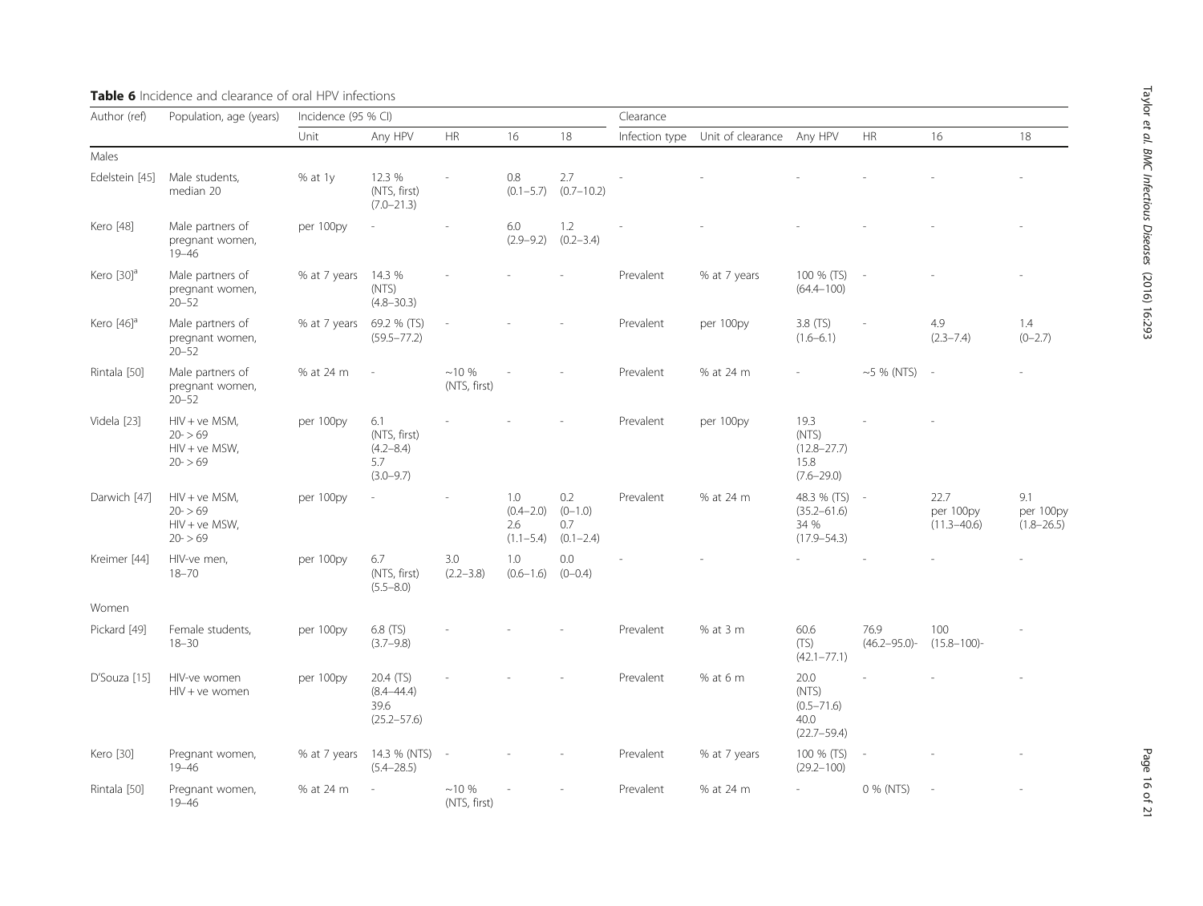**Table 6** Incidence and clearance of oral HPV infections

| Author (ref) | Population, age (years) | Incidence (95 % CI) | | | | | Clearance | | | | | |
|---|---|---|---|---|---|---|---|---|---|---|---|---|
| | | Unit | Any HPV | HR | 16 | 18 | Infection type | Unit of clearance | Any HPV | HR | 16 | 18 |
| Males | | | | | | | | | | | | |
| Edelstein [45] | Male students, median 20 | % at 1y | 12.3 % (NTS, first) (7.0–21.3) | - | 0.8 (0.1–5.7) | 2.7 (0.7–10.2) | - | - | - | - | - | - |
| Kero [48] | Male partners of pregnant women, 19–46 | per 100py | - | - | 6.0 (2.9–9.2) | 1.2 (0.2–3.4) | - | - | - | - | - | - |
| Kero [30][a] | Male partners of pregnant women, 20–52 | % at 7 years | 14.3 % (NTS) (4.8–30.3) | - | - | - | Prevalent | % at 7 years | 100 % (TS) (64.4–100) | - | - | - |
| Kero [46][a] | Male partners of pregnant women, 20–52 | % at 7 years | 69.2 % (TS) (59.5–77.2) | - | - | - | Prevalent | per 100py | 3.8 (TS) (1.6–6.1) | - | 4.9 (2.3–7.4) | 1.4 (0–2.7) |
| Rintala [50] | Male partners of pregnant women, 20–52 | % at 24 m | - | ~10 % (NTS, first) | - | - | Prevalent | % at 24 m | - | ~5 % (NTS) | - | - |
| Videla [23] | HIV + ve MSM, 20- > 69 HIV + ve MSW, 20- > 69 | per 100py | 6.1 (NTS, first) (4.2–8.4) 5.7 (3.0–9.7) | - | - | - | Prevalent | per 100py | 19.3 (NTS) (12.8–27.7) 15.8 (7.6–29.0) | - | - | |
| Darwich [47] | HIV + ve MSM, 20- > 69 HIV + ve MSW, 20- > 69 | per 100py | - | - | 1.0 (0.4–2.0) 2.6 (1.1–5.4) | 0.2 (0–1.0) 0.7 (0.1–2.4) | Prevalent | % at 24 m | 48.3 % (TS) (35.2–61.6) 34 % (17.9–54.3) | - | 22.7 per 100py (11.3–40.6) | 9.1 per 100py (1.8–26.5) |
| Kreimer [44] | HIV-ve men, 18–70 | per 100py | 6.7 (NTS, first) (5.5–8.0) | 3.0 (2.2–3.8) | 1.0 (0.6–1.6) | 0.0 (0–0.4) | - | - | - | - | - | - |
| Women | | | | | | | | | | | | |
| Pickard [49] | Female students, 18–30 | per 100py | 6.8 (TS) (3.7–9.8) | - | - | - | Prevalent | % at 3 m | 60.6 (TS) (42.1–77.1) | 76.9 (46.2–95.0)- | 100 (15.8–100)- | - |
| D'Souza [15] | HIV-ve women HIV + ve women | per 100py | 20.4 (TS) (8.4–44.4) 39.6 (25.2–57.6) | - | - | - | Prevalent | % at 6 m | 20.0 (NTS) (0.5–71.6) 40.0 (22.7–59.4) | - | - | - |
| Kero [30] | Pregnant women, 19–46 | % at 7 years | 14.3 % (NTS) (5.4–28.5) | - | - | - | Prevalent | % at 7 years | 100 % (TS) (29.2–100) | - | - | - |
| Rintala [50] | Pregnant women, 19–46 | % at 24 m | - | ~10 % (NTS, first) | - | - | Prevalent | % at 24 m | - | 0 % (NTS) | - | - |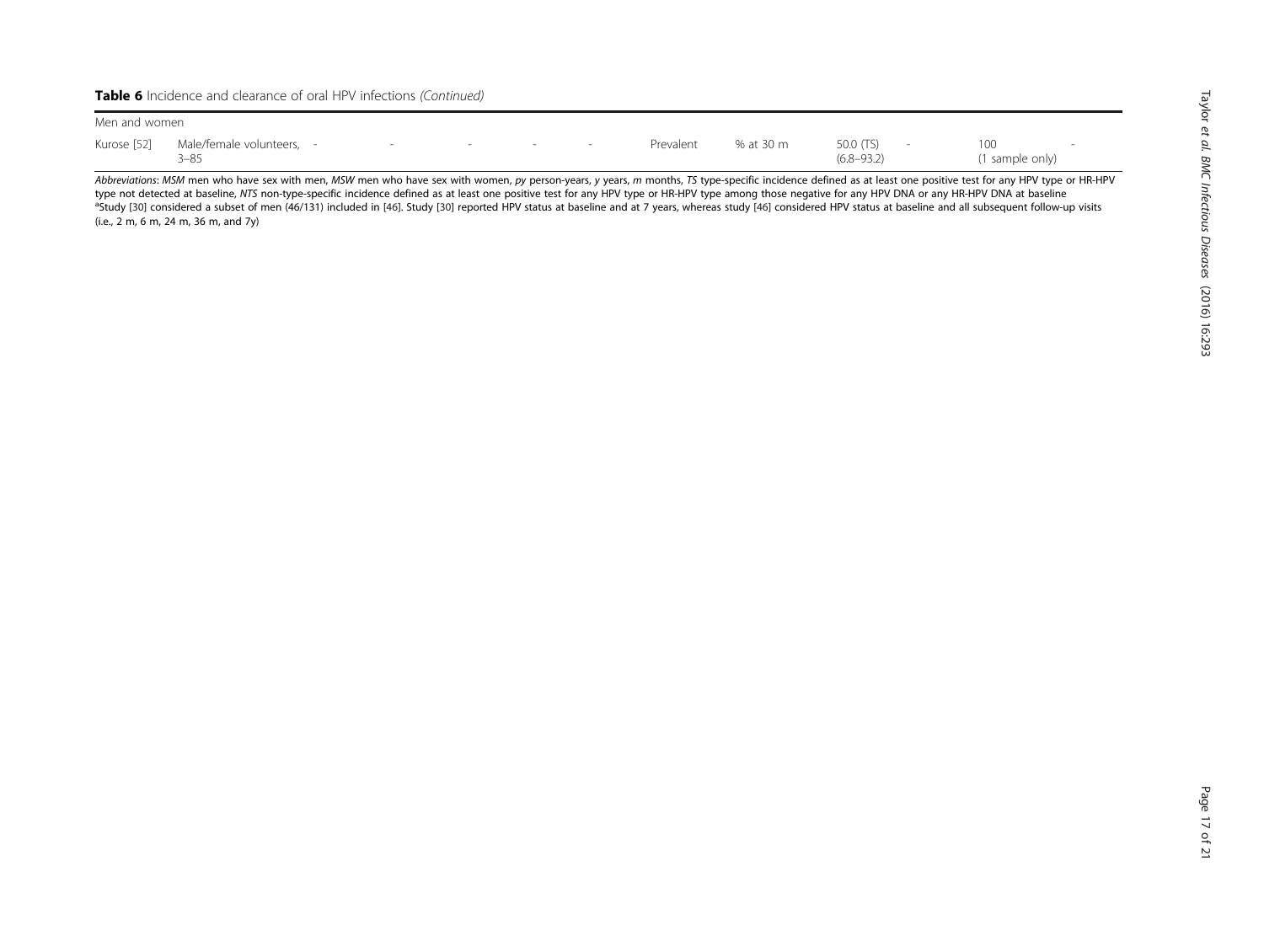**Table 6** Incidence and clearance of oral HPV infections *(Continued)*

| | | | | | | | | | | | | |
|---|---|---|---|---|---|---|---|---|---|---|---|---|
| Men and women | | | | | | | | | | | | |
| Kurose [52] | Male/female volunteers, 3–85 | - | - | - | - | - | Prevalent | % at 30 m | 50.0 (TS) (6.8–93.2) | - | 100 (1 sample only) | - |

*Abbreviations*: *MSM* men who have sex with men, *MSW* men who have sex with women, *py* person-years, *y* years, *m* months, *TS* type-specific incidence defined as at least one positive test for any HPV type or HR-HPV type not detected at baseline, *NTS* non-type-specific incidence defined as at least one positive test for any HPV type or HR-HPV type among those negative for any HPV DNA or any HR-HPV DNA at baseline

[a]Study [30] considered a subset of men (46/131) included in [46]. Study [30] reported HPV status at baseline and at 7 years, whereas study [46] considered HPV status at baseline and all subsequent follow-up visits (i.e., 2 m, 6 m, 24 m, 36 m, and 7y)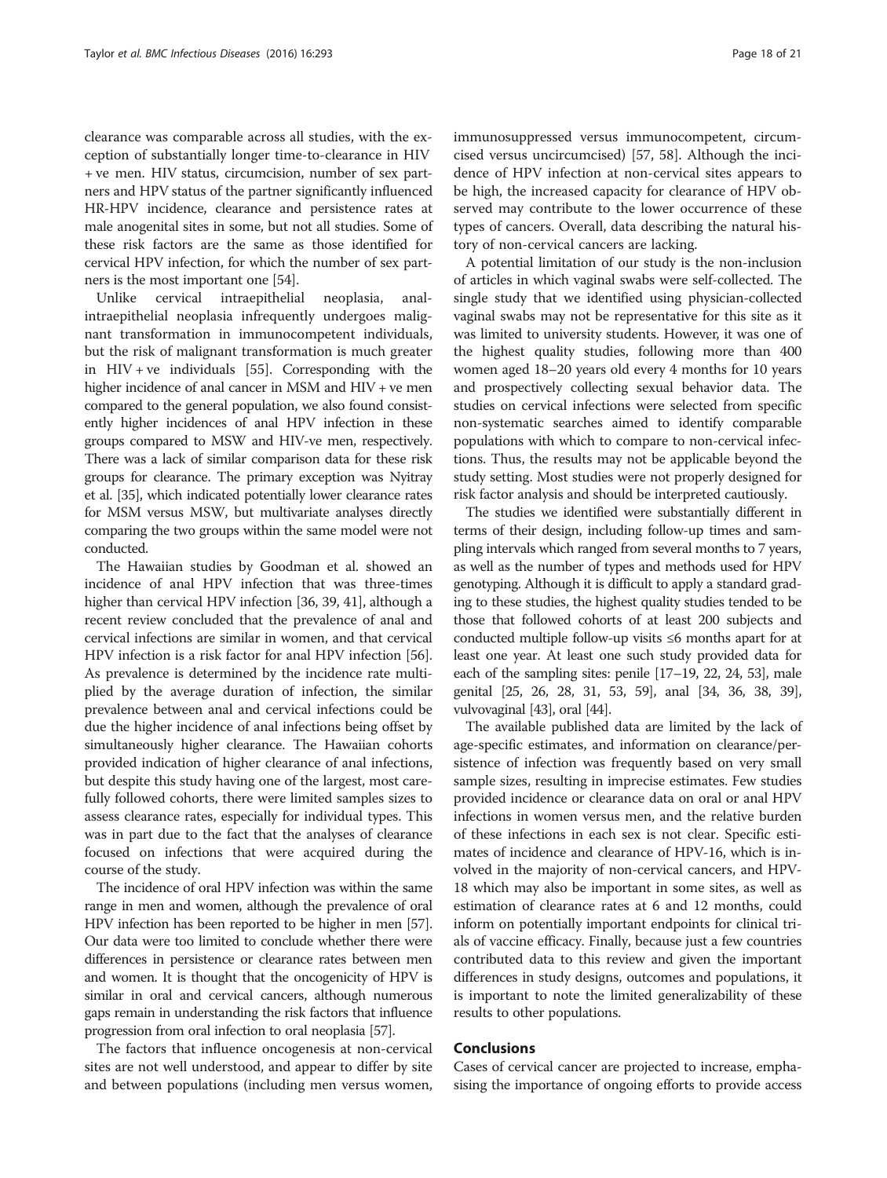clearance was comparable across all studies, with the exception of substantially longer time-to-clearance in HIV + ve men. HIV status, circumcision, number of sex partners and HPV status of the partner significantly influenced HR-HPV incidence, clearance and persistence rates at male anogenital sites in some, but not all studies. Some of these risk factors are the same as those identified for cervical HPV infection, for which the number of sex partners is the most important one [54].

Unlike cervical intraepithelial neoplasia, anal-intraepithelial neoplasia infrequently undergoes malignant transformation in immunocompetent individuals, but the risk of malignant transformation is much greater in HIV + ve individuals [55]. Corresponding with the higher incidence of anal cancer in MSM and HIV + ve men compared to the general population, we also found consistently higher incidences of anal HPV infection in these groups compared to MSW and HIV-ve men, respectively. There was a lack of similar comparison data for these risk groups for clearance. The primary exception was Nyitray et al. [35], which indicated potentially lower clearance rates for MSM versus MSW, but multivariate analyses directly comparing the two groups within the same model were not conducted.

The Hawaiian studies by Goodman et al. showed an incidence of anal HPV infection that was three-times higher than cervical HPV infection [36, 39, 41], although a recent review concluded that the prevalence of anal and cervical infections are similar in women, and that cervical HPV infection is a risk factor for anal HPV infection [56]. As prevalence is determined by the incidence rate multiplied by the average duration of infection, the similar prevalence between anal and cervical infections could be due the higher incidence of anal infections being offset by simultaneously higher clearance. The Hawaiian cohorts provided indication of higher clearance of anal infections, but despite this study having one of the largest, most carefully followed cohorts, there were limited samples sizes to assess clearance rates, especially for individual types. This was in part due to the fact that the analyses of clearance focused on infections that were acquired during the course of the study.

The incidence of oral HPV infection was within the same range in men and women, although the prevalence of oral HPV infection has been reported to be higher in men [57]. Our data were too limited to conclude whether there were differences in persistence or clearance rates between men and women. It is thought that the oncogenicity of HPV is similar in oral and cervical cancers, although numerous gaps remain in understanding the risk factors that influence progression from oral infection to oral neoplasia [57].

The factors that influence oncogenesis at non-cervical sites are not well understood, and appear to differ by site and between populations (including men versus women, immunosuppressed versus immunocompetent, circumcised versus uncircumcised) [57, 58]. Although the incidence of HPV infection at non-cervical sites appears to be high, the increased capacity for clearance of HPV observed may contribute to the lower occurrence of these types of cancers. Overall, data describing the natural history of non-cervical cancers are lacking.

A potential limitation of our study is the non-inclusion of articles in which vaginal swabs were self-collected. The single study that we identified using physician-collected vaginal swabs may not be representative for this site as it was limited to university students. However, it was one of the highest quality studies, following more than 400 women aged 18–20 years old every 4 months for 10 years and prospectively collecting sexual behavior data. The studies on cervical infections were selected from specific non-systematic searches aimed to identify comparable populations with which to compare to non-cervical infections. Thus, the results may not be applicable beyond the study setting. Most studies were not properly designed for risk factor analysis and should be interpreted cautiously.

The studies we identified were substantially different in terms of their design, including follow-up times and sampling intervals which ranged from several months to 7 years, as well as the number of types and methods used for HPV genotyping. Although it is difficult to apply a standard grading to these studies, the highest quality studies tended to be those that followed cohorts of at least 200 subjects and conducted multiple follow-up visits ≤6 months apart for at least one year. At least one such study provided data for each of the sampling sites: penile [17–19, 22, 24, 53], male genital [25, 26, 28, 31, 53, 59], anal [34, 36, 38, 39], vulvovaginal [43], oral [44].

The available published data are limited by the lack of age-specific estimates, and information on clearance/persistence of infection was frequently based on very small sample sizes, resulting in imprecise estimates. Few studies provided incidence or clearance data on oral or anal HPV infections in women versus men, and the relative burden of these infections in each sex is not clear. Specific estimates of incidence and clearance of HPV-16, which is involved in the majority of non-cervical cancers, and HPV-18 which may also be important in some sites, as well as estimation of clearance rates at 6 and 12 months, could inform on potentially important endpoints for clinical trials of vaccine efficacy. Finally, because just a few countries contributed data to this review and given the important differences in study designs, outcomes and populations, it is important to note the limited generalizability of these results to other populations.

## Conclusions

Cases of cervical cancer are projected to increase, emphasising the importance of ongoing efforts to provide access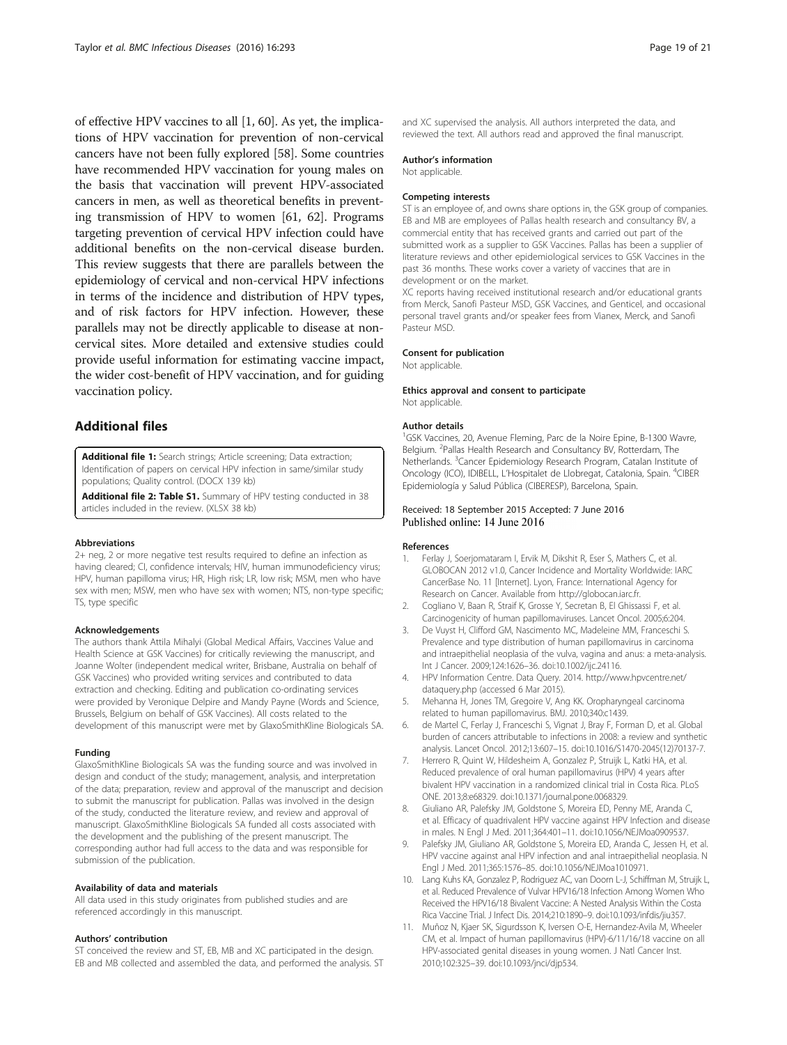of effective HPV vaccines to all [1, 60]. As yet, the implications of HPV vaccination for prevention of non-cervical cancers have not been fully explored [58]. Some countries have recommended HPV vaccination for young males on the basis that vaccination will prevent HPV-associated cancers in men, as well as theoretical benefits in preventing transmission of HPV to women [61, 62]. Programs targeting prevention of cervical HPV infection could have additional benefits on the non-cervical disease burden. This review suggests that there are parallels between the epidemiology of cervical and non-cervical HPV infections in terms of the incidence and distribution of HPV types, and of risk factors for HPV infection. However, these parallels may not be directly applicable to disease at non-cervical sites. More detailed and extensive studies could provide useful information for estimating vaccine impact, the wider cost-benefit of HPV vaccination, and for guiding vaccination policy.

## Additional files

**Additional file 1:** Search strings; Article screening; Data extraction; Identification of papers on cervical HPV infection in same/similar study populations; Quality control. (DOCX 139 kb)

**Additional file 2: Table S1.** Summary of HPV testing conducted in 38 articles included in the review. (XLSX 38 kb)

#### Abbreviations

2+ neg, 2 or more negative test results required to define an infection as having cleared; CI, confidence intervals; HIV, human immunodeficiency virus; HPV, human papilloma virus; HR, High risk; LR, low risk; MSM, men who have sex with men; MSW, men who have sex with women; NTS, non-type specific; TS, type specific

#### Acknowledgements

The authors thank Attila Mihalyi (Global Medical Affairs, Vaccines Value and Health Science at GSK Vaccines) for critically reviewing the manuscript, and Joanne Wolter (independent medical writer, Brisbane, Australia on behalf of GSK Vaccines) who provided writing services and contributed to data extraction and checking. Editing and publication co-ordinating services were provided by Veronique Delpire and Mandy Payne (Words and Science, Brussels, Belgium on behalf of GSK Vaccines). All costs related to the development of this manuscript were met by GlaxoSmithKline Biologicals SA.

#### Funding

GlaxoSmithKline Biologicals SA was the funding source and was involved in design and conduct of the study; management, analysis, and interpretation of the data; preparation, review and approval of the manuscript and decision to submit the manuscript for publication. Pallas was involved in the design of the study, conducted the literature review, and review and approval of manuscript. GlaxoSmithKline Biologicals SA funded all costs associated with the development and the publishing of the present manuscript. The corresponding author had full access to the data and was responsible for submission of the publication.

#### Availability of data and materials

All data used in this study originates from published studies and are referenced accordingly in this manuscript.

#### Authors' contribution

ST conceived the review and ST, EB, MB and XC participated in the design. EB and MB collected and assembled the data, and performed the analysis. ST and XC supervised the analysis. All authors interpreted the data, and reviewed the text. All authors read and approved the final manuscript.

#### Author's information

Not applicable.

#### Competing interests

ST is an employee of, and owns share options in, the GSK group of companies. EB and MB are employees of Pallas health research and consultancy BV, a commercial entity that has received grants and carried out part of the submitted work as a supplier to GSK Vaccines. Pallas has been a supplier of literature reviews and other epidemiological services to GSK Vaccines in the past 36 months. These works cover a variety of vaccines that are in development or on the market.

XC reports having received institutional research and/or educational grants from Merck, Sanofi Pasteur MSD, GSK Vaccines, and Genticel, and occasional personal travel grants and/or speaker fees from Vianex, Merck, and Sanofi Pasteur MSD.

#### Consent for publication

Not applicable.

#### Ethics approval and consent to participate

Not applicable.

#### Author details

[1]GSK Vaccines, 20, Avenue Fleming, Parc de la Noire Epine, B-1300 Wavre, Belgium. [2]Pallas Health Research and Consultancy BV, Rotterdam, The Netherlands. [3]Cancer Epidemiology Research Program, Catalan Institute of Oncology (ICO), IDIBELL, L'Hospitalet de Llobregat, Catalonia, Spain. [4]CIBER Epidemiología y Salud Pública (CIBERESP), Barcelona, Spain.

Received: 18 September 2015 Accepted: 7 June 2016
Published online: 14 June 2016

#### References

1. Ferlay J, Soerjomataram I, Ervik M, Dikshit R, Eser S, Mathers C, et al. GLOBOCAN 2012 v1.0, Cancer Incidence and Mortality Worldwide: IARC CancerBase No. 11 [Internet]. Lyon, France: International Agency for Research on Cancer. Available from http://globocan.iarc.fr.
2. Cogliano V, Baan R, Straif K, Grosse Y, Secretan B, El Ghissassi F, et al. Carcinogenicity of human papillomaviruses. Lancet Oncol. 2005;6:204.
3. De Vuyst H, Clifford GM, Nascimento MC, Madeleine MM, Franceschi S. Prevalence and type distribution of human papillomavirus in carcinoma and intraepithelial neoplasia of the vulva, vagina and anus: a meta-analysis. Int J Cancer. 2009;124:1626–36. doi:10.1002/ijc.24116.
4. HPV Information Centre. Data Query. 2014. http://www.hpvcentre.net/dataquery.php (accessed 6 Mar 2015).
5. Mehanna H, Jones TM, Gregoire V, Ang KK. Oropharyngeal carcinoma related to human papillomavirus. BMJ. 2010;340:c1439.
6. de Martel C, Ferlay J, Franceschi S, Vignat J, Bray F, Forman D, et al. Global burden of cancers attributable to infections in 2008: a review and synthetic analysis. Lancet Oncol. 2012;13:607–15. doi:10.1016/S1470-2045(12)70137-7.
7. Herrero R, Quint W, Hildesheim A, Gonzalez P, Struijk L, Katki HA, et al. Reduced prevalence of oral human papillomavirus (HPV) 4 years after bivalent HPV vaccination in a randomized clinical trial in Costa Rica. PLoS ONE. 2013;8:e68329. doi:10.1371/journal.pone.0068329.
8. Giuliano AR, Palefsky JM, Goldstone S, Moreira ED, Penny ME, Aranda C, et al. Efficacy of quadrivalent HPV vaccine against HPV Infection and disease in males. N Engl J Med. 2011;364:401–11. doi:10.1056/NEJMoa0909537.
9. Palefsky JM, Giuliano AR, Goldstone S, Moreira ED, Aranda C, Jessen H, et al. HPV vaccine against anal HPV infection and anal intraepithelial neoplasia. N Engl J Med. 2011;365:1576–85. doi:10.1056/NEJMoa1010971.
10. Lang Kuhs KA, Gonzalez P, Rodriguez AC, van Doorn L-J, Schiffman M, Struijk L, et al. Reduced Prevalence of Vulvar HPV16/18 Infection Among Women Who Received the HPV16/18 Bivalent Vaccine: A Nested Analysis Within the Costa Rica Vaccine Trial. J Infect Dis. 2014;210:1890–9. doi:10.1093/infdis/jiu357.
11. Muñoz N, Kjaer SK, Sigurdsson K, Iversen O-E, Hernandez-Avila M, Wheeler CM, et al. Impact of human papillomavirus (HPV)-6/11/16/18 vaccine on all HPV-associated genital diseases in young women. J Natl Cancer Inst. 2010;102:325–39. doi:10.1093/jnci/djp534.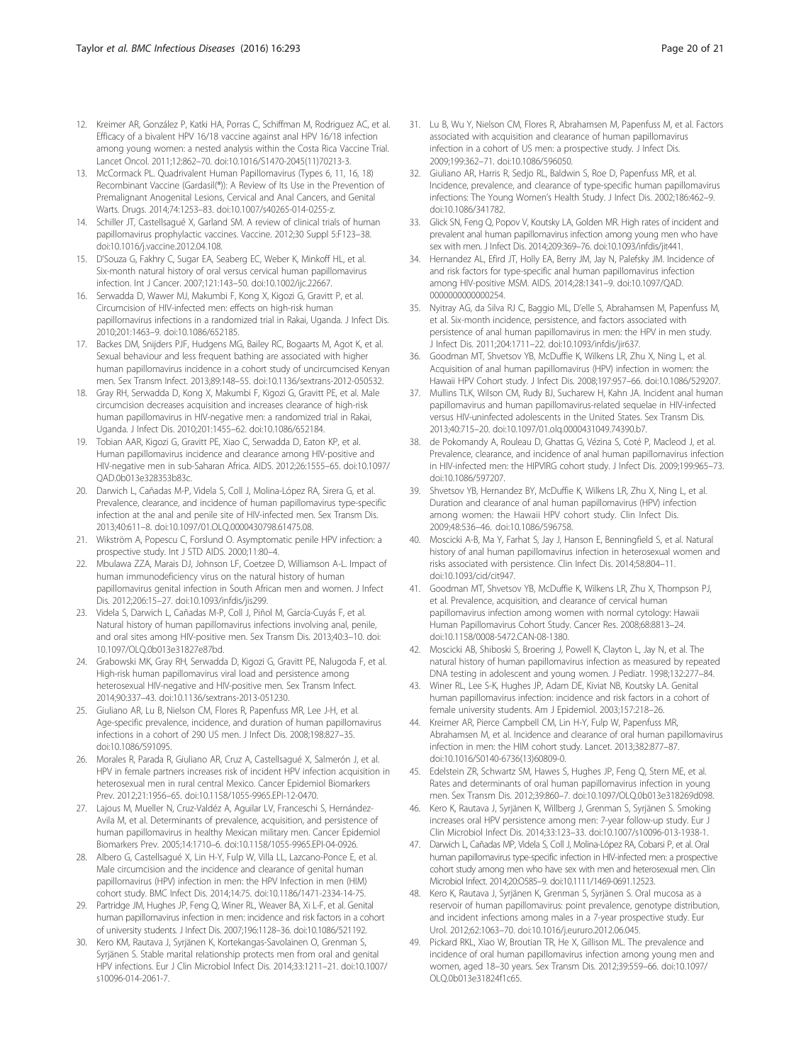12. Kreimer AR, González P, Katki HA, Porras C, Schiffman M, Rodriguez AC, et al. Efficacy of a bivalent HPV 16/18 vaccine against anal HPV 16/18 infection among young women: a nested analysis within the Costa Rica Vaccine Trial. Lancet Oncol. 2011;12:862–70. doi:10.1016/S1470-2045(11)70213-3.
13. McCormack PL. Quadrivalent Human Papillomavirus (Types 6, 11, 16, 18) Recombinant Vaccine (Gardasil(®)): A Review of Its Use in the Prevention of Premalignant Anogenital Lesions, Cervical and Anal Cancers, and Genital Warts. Drugs. 2014;74:1253–83. doi:10.1007/s40265-014-0255-z.
14. Schiller JT, Castellsagué X, Garland SM. A review of clinical trials of human papillomavirus prophylactic vaccines. Vaccine. 2012;30 Suppl 5:F123–38. doi:10.1016/j.vaccine.2012.04.108.
15. D'Souza G, Fakhry C, Sugar EA, Seaberg EC, Weber K, Minkoff HL, et al. Six-month natural history of oral versus cervical human papillomavirus infection. Int J Cancer. 2007;121:143–50. doi:10.1002/ijc.22667.
16. Serwadda D, Wawer MJ, Makumbi F, Kong X, Kigozi G, Gravitt P, et al. Circumcision of HIV-infected men: effects on high-risk human papillomavirus infections in a randomized trial in Rakai, Uganda. J Infect Dis. 2010;201:1463–9. doi:10.1086/652185.
17. Backes DM, Snijders PJF, Hudgens MG, Bailey RC, Bogaarts M, Agot K, et al. Sexual behaviour and less frequent bathing are associated with higher human papillomavirus incidence in a cohort study of uncircumcised Kenyan men. Sex Transm Infect. 2013;89:148–55. doi:10.1136/sextrans-2012-050532.
18. Gray RH, Serwadda D, Kong X, Makumbi F, Kigozi G, Gravitt PE, et al. Male circumcision decreases acquisition and increases clearance of high-risk human papillomavirus in HIV-negative men: a randomized trial in Rakai, Uganda. J Infect Dis. 2010;201:1455–62. doi:10.1086/652184.
19. Tobian AAR, Kigozi G, Gravitt PE, Xiao C, Serwadda D, Eaton KP, et al. Human papillomavirus incidence and clearance among HIV-positive and HIV-negative men in sub-Saharan Africa. AIDS. 2012;26:1555–65. doi:10.1097/QAD.0b013e328353b83c.
20. Darwich L, Cañadas M-P, Videla S, Coll J, Molina-López RA, Sirera G, et al. Prevalence, clearance, and incidence of human papillomavirus type-specific infection at the anal and penile site of HIV-infected men. Sex Transm Dis. 2013;40:611–8. doi:10.1097/01.OLQ.0000430798.61475.08.
21. Wikström A, Popescu C, Forslund O. Asymptomatic penile HPV infection: a prospective study. Int J STD AIDS. 2000;11:80–4.
22. Mbulawa ZZA, Marais DJ, Johnson LF, Coetzee D, Williamson A-L. Impact of human immunodeficiency virus on the natural history of human papillomavirus genital infection in South African men and women. J Infect Dis. 2012;206:15–27. doi:10.1093/infdis/jis299.
23. Videla S, Darwich L, Cañadas M-P, Coll J, Piñol M, García-Cuyás F, et al. Natural history of human papillomavirus infections involving anal, penile, and oral sites among HIV-positive men. Sex Transm Dis. 2013;40:3–10. doi: 10.1097/OLQ.0b013e31827e87bd.
24. Grabowski MK, Gray RH, Serwadda D, Kigozi G, Gravitt PE, Nalugoda F, et al. High-risk human papillomavirus viral load and persistence among heterosexual HIV-negative and HIV-positive men. Sex Transm Infect. 2014;90:337–43. doi:10.1136/sextrans-2013-051230.
25. Giuliano AR, Lu B, Nielson CM, Flores R, Papenfuss MR, Lee J-H, et al. Age-specific prevalence, incidence, and duration of human papillomavirus infections in a cohort of 290 US men. J Infect Dis. 2008;198:827–35. doi:10.1086/591095.
26. Morales R, Parada R, Giuliano AR, Cruz A, Castellsagué X, Salmerón J, et al. HPV in female partners increases risk of incident HPV infection acquisition in heterosexual men in rural central Mexico. Cancer Epidemiol Biomarkers Prev. 2012;21:1956–65. doi:10.1158/1055-9965.EPI-12-0470.
27. Lajous M, Mueller N, Cruz-Valdéz A, Aguilar LV, Franceschi S, Hernández-Avila M, et al. Determinants of prevalence, acquisition, and persistence of human papillomavirus in healthy Mexican military men. Cancer Epidemiol Biomarkers Prev. 2005;14:1710–6. doi:10.1158/1055-9965.EPI-04-0926.
28. Albero G, Castellsagué X, Lin H-Y, Fulp W, Villa LL, Lazcano-Ponce E, et al. Male circumcision and the incidence and clearance of genital human papillomavirus (HPV) infection in men: the HPV Infection in men (HIM) cohort study. BMC Infect Dis. 2014;14:75. doi:10.1186/1471-2334-14-75.
29. Partridge JM, Hughes JP, Feng Q, Winer RL, Weaver BA, Xi L-F, et al. Genital human papillomavirus infection in men: incidence and risk factors in a cohort of university students. J Infect Dis. 2007;196:1128–36. doi:10.1086/521192.
30. Kero KM, Rautava J, Syrjänen K, Kortekangas-Savolainen O, Grenman S, Syrjänen S. Stable marital relationship protects men from oral and genital HPV infections. Eur J Clin Microbiol Infect Dis. 2014;33:1211–21. doi:10.1007/s10096-014-2061-7.
31. Lu B, Wu Y, Nielson CM, Flores R, Abrahamsen M, Papenfuss M, et al. Factors associated with acquisition and clearance of human papillomavirus infection in a cohort of US men: a prospective study. J Infect Dis. 2009;199:362–71. doi:10.1086/596050.
32. Giuliano AR, Harris R, Sedjo RL, Baldwin S, Roe D, Papenfuss MR, et al. Incidence, prevalence, and clearance of type-specific human papillomavirus infections: The Young Women's Health Study. J Infect Dis. 2002;186:462–9. doi:10.1086/341782.
33. Glick SN, Feng Q, Popov V, Koutsky LA, Golden MR. High rates of incident and prevalent anal human papillomavirus infection among young men who have sex with men. J Infect Dis. 2014;209:369–76. doi:10.1093/infdis/jit441.
34. Hernandez AL, Efird JT, Holly EA, Berry JM, Jay N, Palefsky JM. Incidence of and risk factors for type-specific anal human papillomavirus infection among HIV-positive MSM. AIDS. 2014;28:1341–9. doi:10.1097/QAD.0000000000000254.
35. Nyitray AG, da Silva RJ C, Baggio ML, D'elle S, Abrahamsen M, Papenfuss M, et al. Six-month incidence, persistence, and factors associated with persistence of anal human papillomavirus in men: the HPV in men study. J Infect Dis. 2011;204:1711–22. doi:10.1093/infdis/jir637.
36. Goodman MT, Shvetsov YB, McDuffie K, Wilkens LR, Zhu X, Ning L, et al. Acquisition of anal human papillomavirus (HPV) infection in women: the Hawaii HPV Cohort study. J Infect Dis. 2008;197:957–66. doi:10.1086/529207.
37. Mullins TLK, Wilson CM, Rudy BJ, Sucharew H, Kahn JA. Incident anal human papillomavirus and human papillomavirus-related sequelae in HIV-infected versus HIV-uninfected adolescents in the United States. Sex Transm Dis. 2013;40:715–20. doi:10.1097/01.olq.0000431049.74390.b7.
38. de Pokomandy A, Rouleau D, Ghattas G, Vézina S, Coté P, Macleod J, et al. Prevalence, clearance, and incidence of anal human papillomavirus infection in HIV-infected men: the HIPVIRG cohort study. J Infect Dis. 2009;199:965–73. doi:10.1086/597207.
39. Shvetsov YB, Hernandez BY, McDuffie K, Wilkens LR, Zhu X, Ning L, et al. Duration and clearance of anal human papillomavirus (HPV) infection among women: the Hawaii HPV cohort study. Clin Infect Dis. 2009;48:536–46. doi:10.1086/596758.
40. Moscicki A-B, Ma Y, Farhat S, Jay J, Hanson E, Benningfield S, et al. Natural history of anal human papillomavirus infection in heterosexual women and risks associated with persistence. Clin Infect Dis. 2014;58:804–11. doi:10.1093/cid/cit947.
41. Goodman MT, Shvetsov YB, McDuffie K, Wilkens LR, Zhu X, Thompson PJ, et al. Prevalence, acquisition, and clearance of cervical human papillomavirus infection among women with normal cytology: Hawaii Human Papillomavirus Cohort Study. Cancer Res. 2008;68:8813–24. doi:10.1158/0008-5472.CAN-08-1380.
42. Moscicki AB, Shiboski S, Broering J, Powell K, Clayton L, Jay N, et al. The natural history of human papillomavirus infection as measured by repeated DNA testing in adolescent and young women. J Pediatr. 1998;132:277–84.
43. Winer RL, Lee S-K, Hughes JP, Adam DE, Kiviat NB, Koutsky LA. Genital human papillomavirus infection: incidence and risk factors in a cohort of female university students. Am J Epidemiol. 2003;157:218–26.
44. Kreimer AR, Pierce Campbell CM, Lin H-Y, Fulp W, Papenfuss MR, Abrahamsen M, et al. Incidence and clearance of oral human papillomavirus infection in men: the HIM cohort study. Lancet. 2013;382:877–87. doi:10.1016/S0140-6736(13)60809-0.
45. Edelstein ZR, Schwartz SM, Hawes S, Hughes JP, Feng Q, Stern ME, et al. Rates and determinants of oral human papillomavirus infection in young men. Sex Transm Dis. 2012;39:860–7. doi:10.1097/OLQ.0b013e318269d098.
46. Kero K, Rautava J, Syrjänen K, Willberg J, Grenman S, Syrjänen S. Smoking increases oral HPV persistence among men: 7-year follow-up study. Eur J Clin Microbiol Infect Dis. 2014;33:123–33. doi:10.1007/s10096-013-1938-1.
47. Darwich L, Cañadas MP, Videla S, Coll J, Molina-López RA, Cobarsi P, et al. Oral human papillomavirus type-specific infection in HIV-infected men: a prospective cohort study among men who have sex with men and heterosexual men. Clin Microbiol Infect. 2014;20:O585–9. doi:10.1111/1469-0691.12523.
48. Kero K, Rautava J, Syrjänen K, Grenman S, Syrjänen S. Oral mucosa as a reservoir of human papillomavirus: point prevalence, genotype distribution, and incident infections among males in a 7-year prospective study. Eur Urol. 2012;62:1063–70. doi:10.1016/j.eururo.2012.06.045.
49. Pickard RKL, Xiao W, Broutian TR, He X, Gillison ML. The prevalence and incidence of oral human papillomavirus infection among young men and women, aged 18–30 years. Sex Transm Dis. 2012;39:559–66. doi:10.1097/OLQ.0b013e31824f1c65.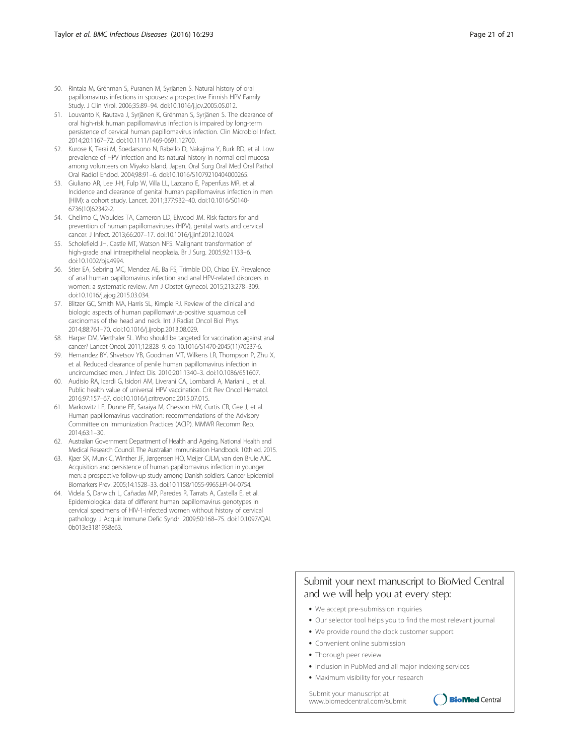50. Rintala M, Grénman S, Puranen M, Syrjänen S. Natural history of oral papillomavirus infections in spouses: a prospective Finnish HPV Family Study. J Clin Virol. 2006;35:89–94. doi:10.1016/j.jcv.2005.05.012.
51. Louvanto K, Rautava J, Syrjänen K, Grénman S, Syrjänen S. The clearance of oral high-risk human papillomavirus infection is impaired by long-term persistence of cervical human papillomavirus infection. Clin Microbiol Infect. 2014;20:1167–72. doi:10.1111/1469-0691.12700.
52. Kurose K, Terai M, Soedarsono N, Rabello D, Nakajima Y, Burk RD, et al. Low prevalence of HPV infection and its natural history in normal oral mucosa among volunteers on Miyako Island, Japan. Oral Surg Oral Med Oral Pathol Oral Radiol Endod. 2004;98:91–6. doi:10.1016/S1079210404000265.
53. Giuliano AR, Lee J-H, Fulp W, Villa LL, Lazcano E, Papenfuss MR, et al. Incidence and clearance of genital human papillomavirus infection in men (HIM): a cohort study. Lancet. 2011;377:932–40. doi:10.1016/S0140-6736(10)62342-2.
54. Chelimo C, Wouldes TA, Cameron LD, Elwood JM. Risk factors for and prevention of human papillomaviruses (HPV), genital warts and cervical cancer. J Infect. 2013;66:207–17. doi:10.1016/j.jinf.2012.10.024.
55. Scholefield JH, Castle MT, Watson NFS. Malignant transformation of high-grade anal intraepithelial neoplasia. Br J Surg. 2005;92:1133–6. doi:10.1002/bjs.4994.
56. Stier EA, Sebring MC, Mendez AE, Ba FS, Trimble DD, Chiao EY. Prevalence of anal human papillomavirus infection and anal HPV-related disorders in women: a systematic review. Am J Obstet Gynecol. 2015;213:278–309. doi:10.1016/j.ajog.2015.03.034.
57. Blitzer GC, Smith MA, Harris SL, Kimple RJ. Review of the clinical and biologic aspects of human papillomavirus-positive squamous cell carcinomas of the head and neck. Int J Radiat Oncol Biol Phys. 2014;88:761–70. doi:10.1016/j.ijrobp.2013.08.029.
58. Harper DM, Vierthaler SL. Who should be targeted for vaccination against anal cancer? Lancet Oncol. 2011;12:828–9. doi:10.1016/S1470-2045(11)70237-6.
59. Hernandez BY, Shvetsov YB, Goodman MT, Wilkens LR, Thompson P, Zhu X, et al. Reduced clearance of penile human papillomavirus infection in uncircumcised men. J Infect Dis. 2010;201:1340–3. doi:10.1086/651607.
60. Audisio RA, Icardi G, Isidori AM, Liverani CA, Lombardi A, Mariani L, et al. Public health value of universal HPV vaccination. Crit Rev Oncol Hematol. 2016;97:157–67. doi:10.1016/j.critrevonc.2015.07.015.
61. Markowitz LE, Dunne EF, Saraiya M, Chesson HW, Curtis CR, Gee J, et al. Human papillomavirus vaccination: recommendations of the Advisory Committee on Immunization Practices (ACIP). MMWR Recomm Rep. 2014;63:1–30.
62. Australian Government Department of Health and Ageing, National Health and Medical Research Council. The Australian Immunisation Handbook. 10th ed. 2015.
63. Kjaer SK, Munk C, Winther JF, Jørgensen HO, Meijer CJLM, van den Brule AJC. Acquisition and persistence of human papillomavirus infection in younger men: a prospective follow-up study among Danish soldiers. Cancer Epidemiol Biomarkers Prev. 2005;14:1528–33. doi:10.1158/1055-9965.EPI-04-0754.
64. Videla S, Darwich L, Cañadas MP, Paredes R, Tarrats A, Castella E, et al. Epidemiological data of different human papillomavirus genotypes in cervical specimens of HIV-1-infected women without history of cervical pathology. J Acquir Immune Defic Syndr. 2009;50:168–75. doi:10.1097/QAI.0b013e3181938e63.

Submit your next manuscript to BioMed Central and we will help you at every step:

- We accept pre-submission inquiries
- Our selector tool helps you to find the most relevant journal
- We provide round the clock customer support
- Convenient online submission
- Thorough peer review
- Inclusion in PubMed and all major indexing services
- Maximum visibility for your research

Submit your manuscript at www.biomedcentral.com/submit

BioMed Central